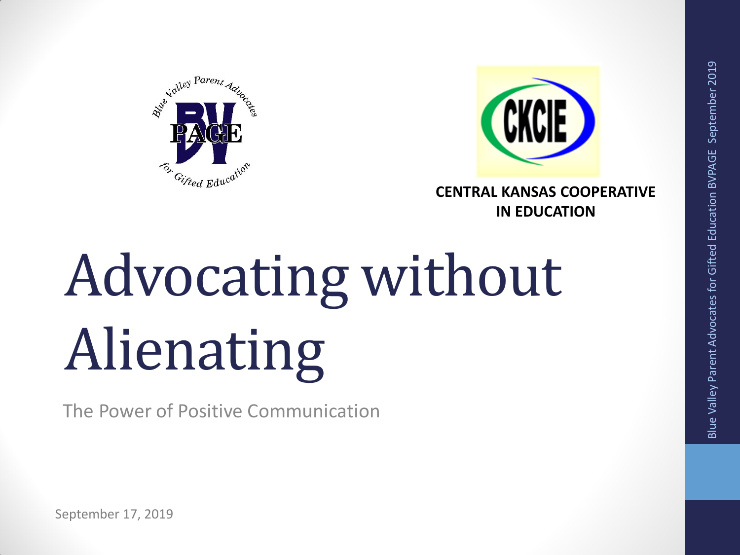CENTRAL KANSAS COOPERATIVE IN EDUCATION

# Advocating without Alienating

The Power of Positive Communication

September 17, 2019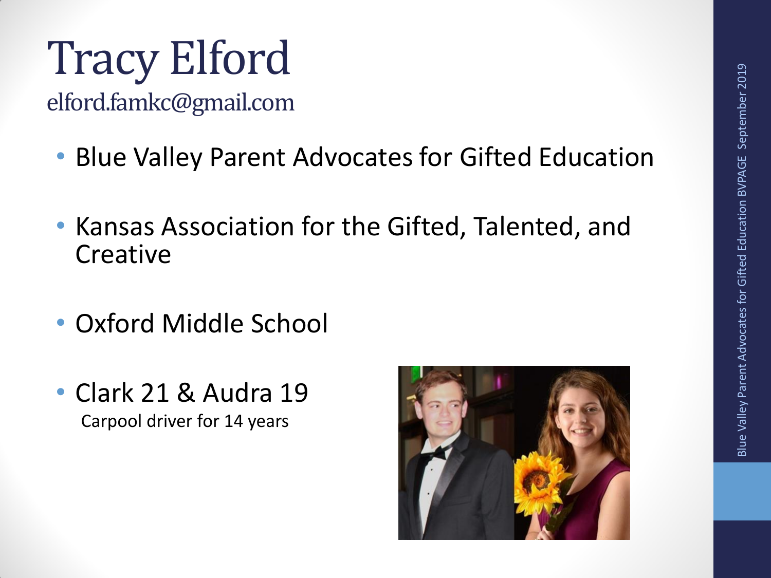# Tracy Elford

elford.famkc@gmail.com

- Blue Valley Parent Advocates for Gifted Education
- Kansas Association for the Gifted, Talented, and Creative
- Oxford Middle School
- Clark 21 & Audra 19
  Carpool driver for 14 years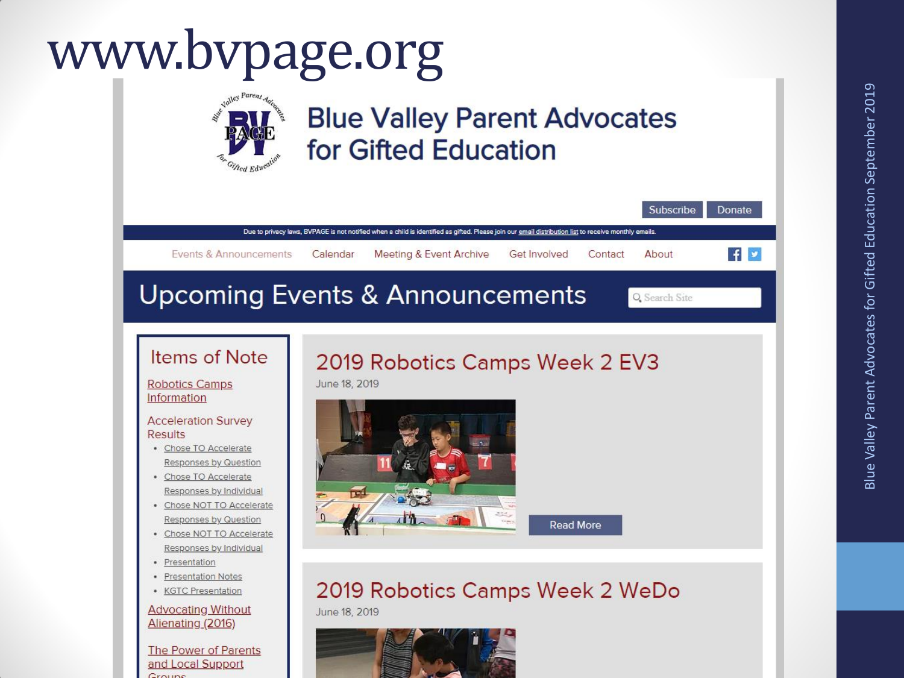# www.bvpage.org

## Blue Valley Parent Advocates for Gifted Education

Subscribe | Donate

Due to privacy laws, BVPAGE is not notified when a child is identified as gifted. Please join our email distribution list to receive monthly emails.

Events & Announcements | Calendar | Meeting & Event Archive | Get Involved | Contact | About

## Upcoming Events & Announcements

Search Site

### Items of Note

Robotics Camps Information

Acceleration Survey Results

- Chose TO Accelerate Responses by Question
- Chose TO Accelerate Responses by Individual
- Chose NOT TO Accelerate Responses by Question
- Chose NOT TO Accelerate Responses by Individual
- Presentation
- Presentation Notes
- KGTC Presentation

Advocating Without Alienating (2016)

The Power of Parents and Local Support Groups

### 2019 Robotics Camps Week 2 EV3

June 18, 2019

Read More

### 2019 Robotics Camps Week 2 WeDo

June 18, 2019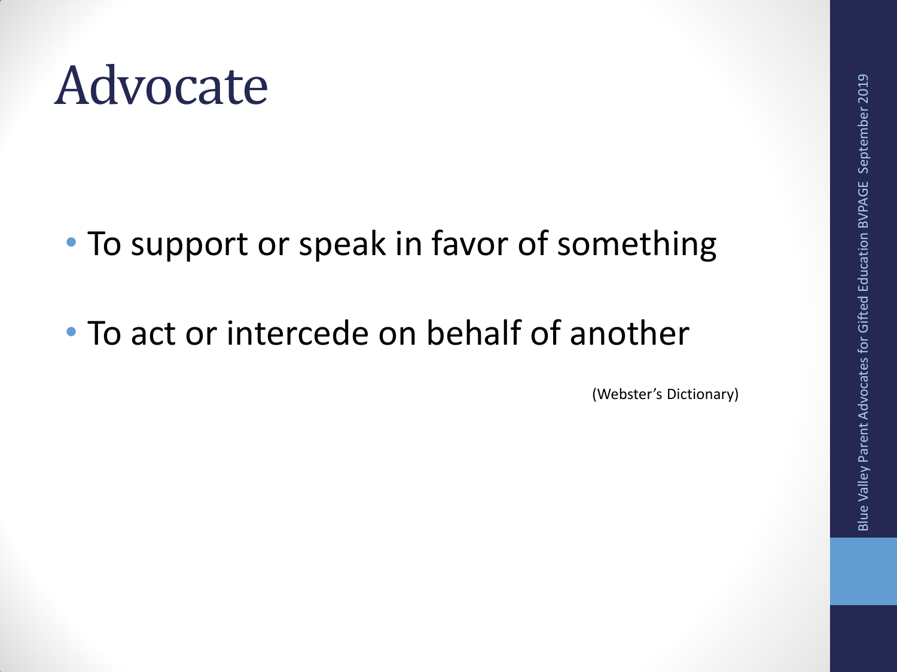# Advocate

- To support or speak in favor of something
- To act or intercede on behalf of another

(Webster's Dictionary)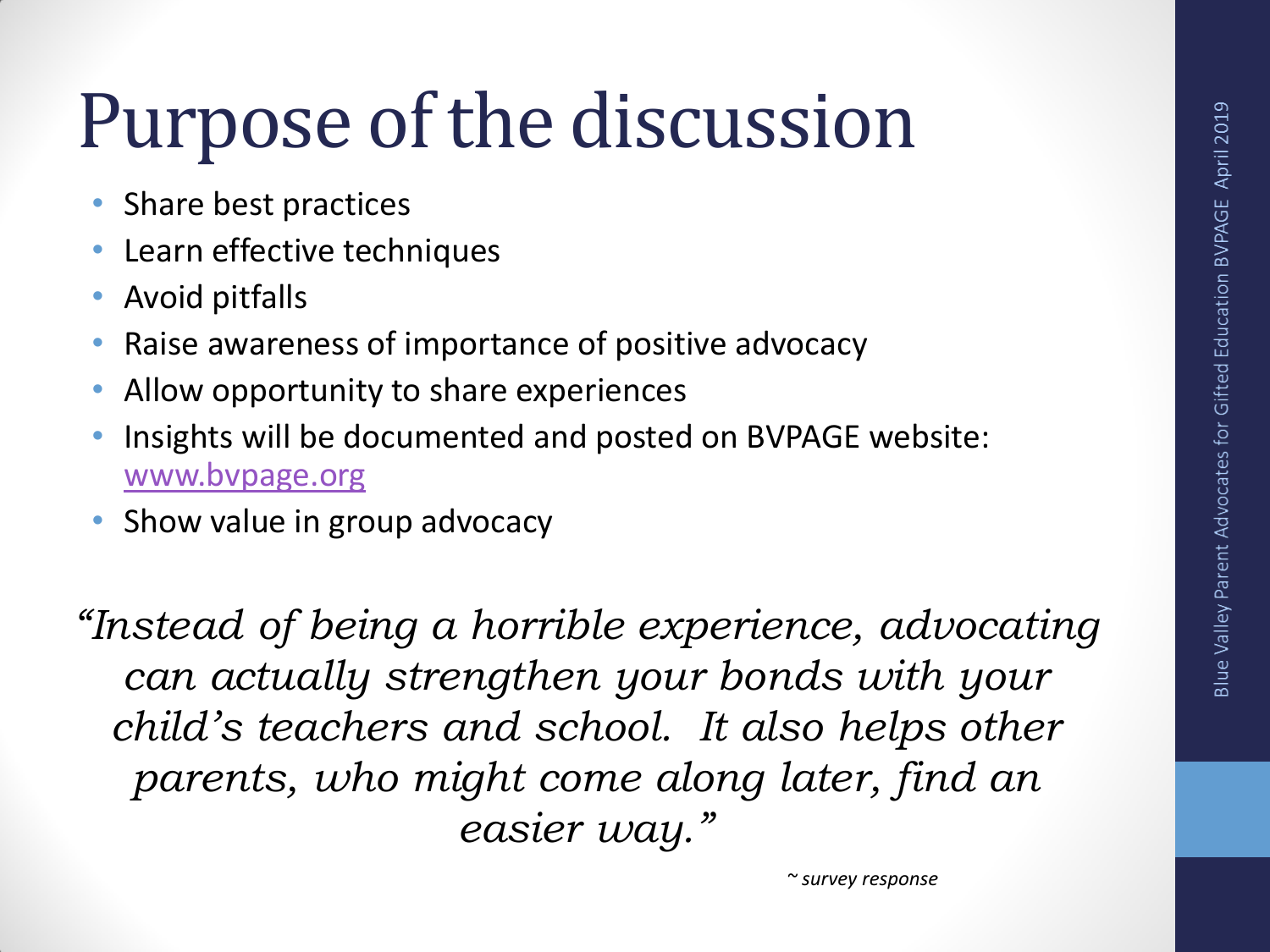# Purpose of the discussion

- Share best practices
- Learn effective techniques
- Avoid pitfalls
- Raise awareness of importance of positive advocacy
- Allow opportunity to share experiences
- Insights will be documented and posted on BVPAGE website: www.bvpage.org
- Show value in group advocacy

*"Instead of being a horrible experience, advocating can actually strengthen your bonds with your child's teachers and school. It also helps other parents, who might come along later, find an easier way."*

*~ survey response*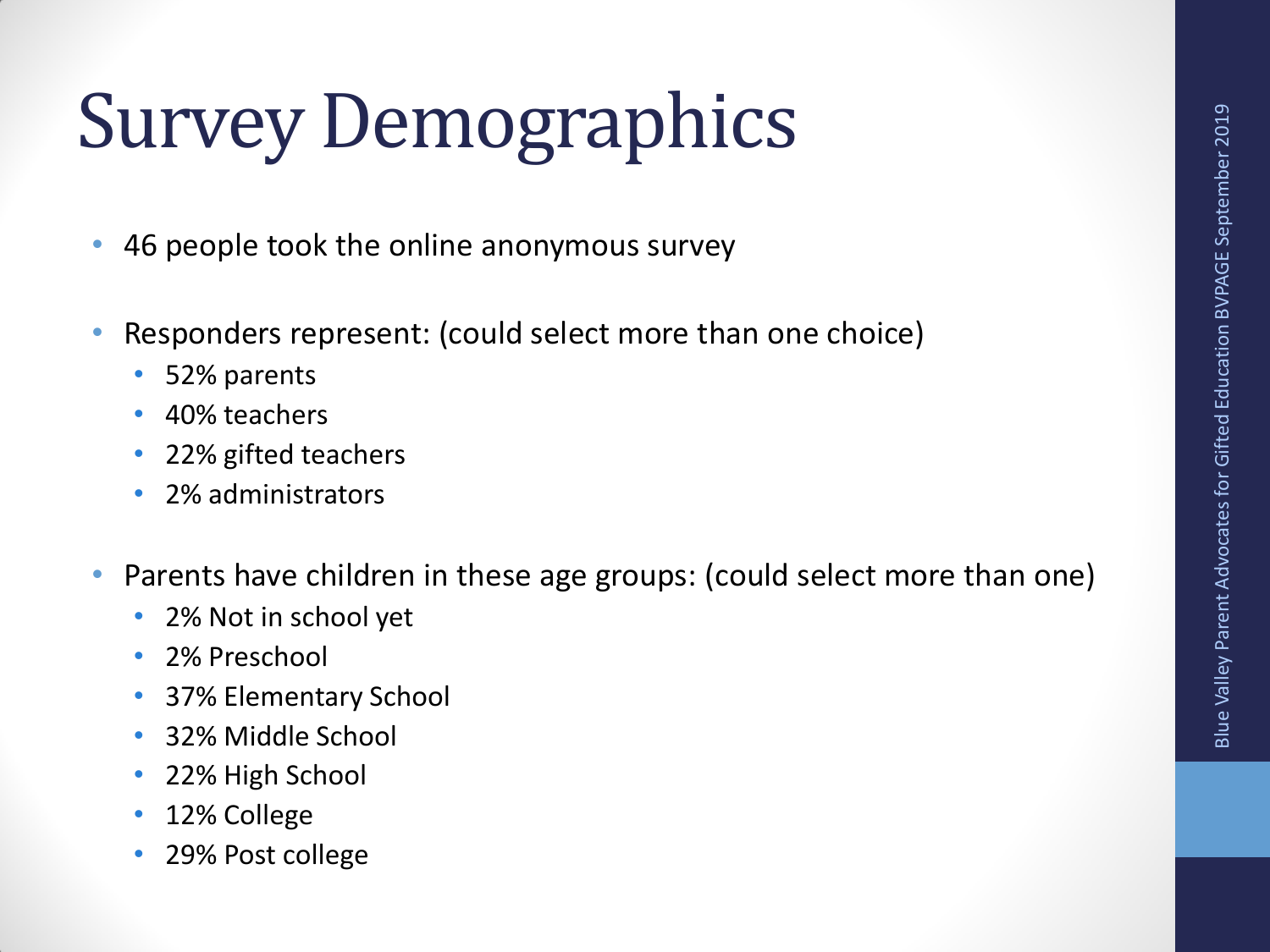# Survey Demographics

- 46 people took the online anonymous survey
- Responders represent: (could select more than one choice)
  - 52% parents
  - 40% teachers
  - 22% gifted teachers
  - 2% administrators
- Parents have children in these age groups: (could select more than one)
  - 2% Not in school yet
  - 2% Preschool
  - 37% Elementary School
  - 32% Middle School
  - 22% High School
  - 12% College
  - 29% Post college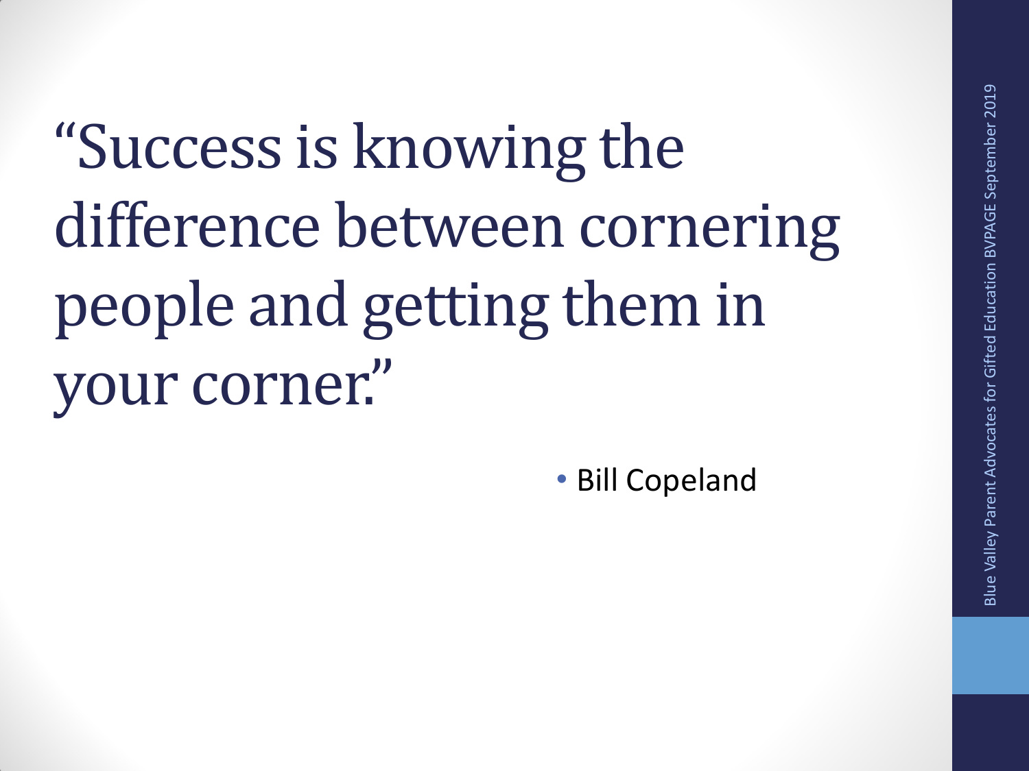"Success is knowing the difference between cornering people and getting them in your corner."

- Bill Copeland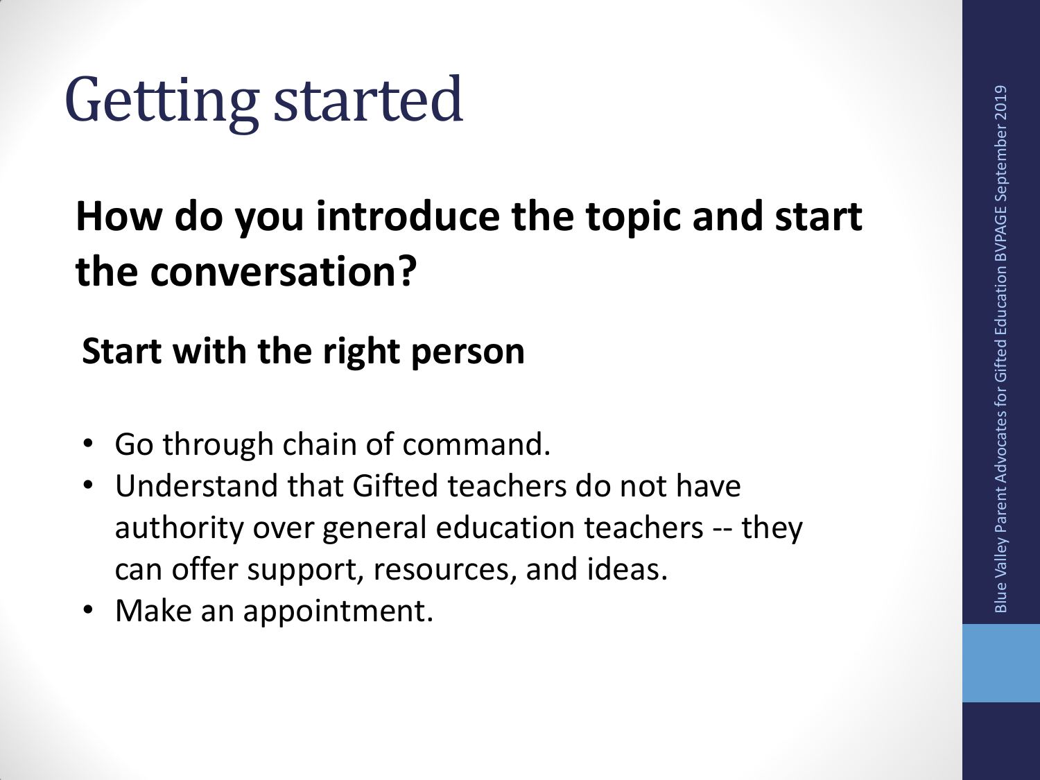# Getting started

## How do you introduce the topic and start the conversation?

### Start with the right person

- Go through chain of command.
- Understand that Gifted teachers do not have authority over general education teachers -- they can offer support, resources, and ideas.
- Make an appointment.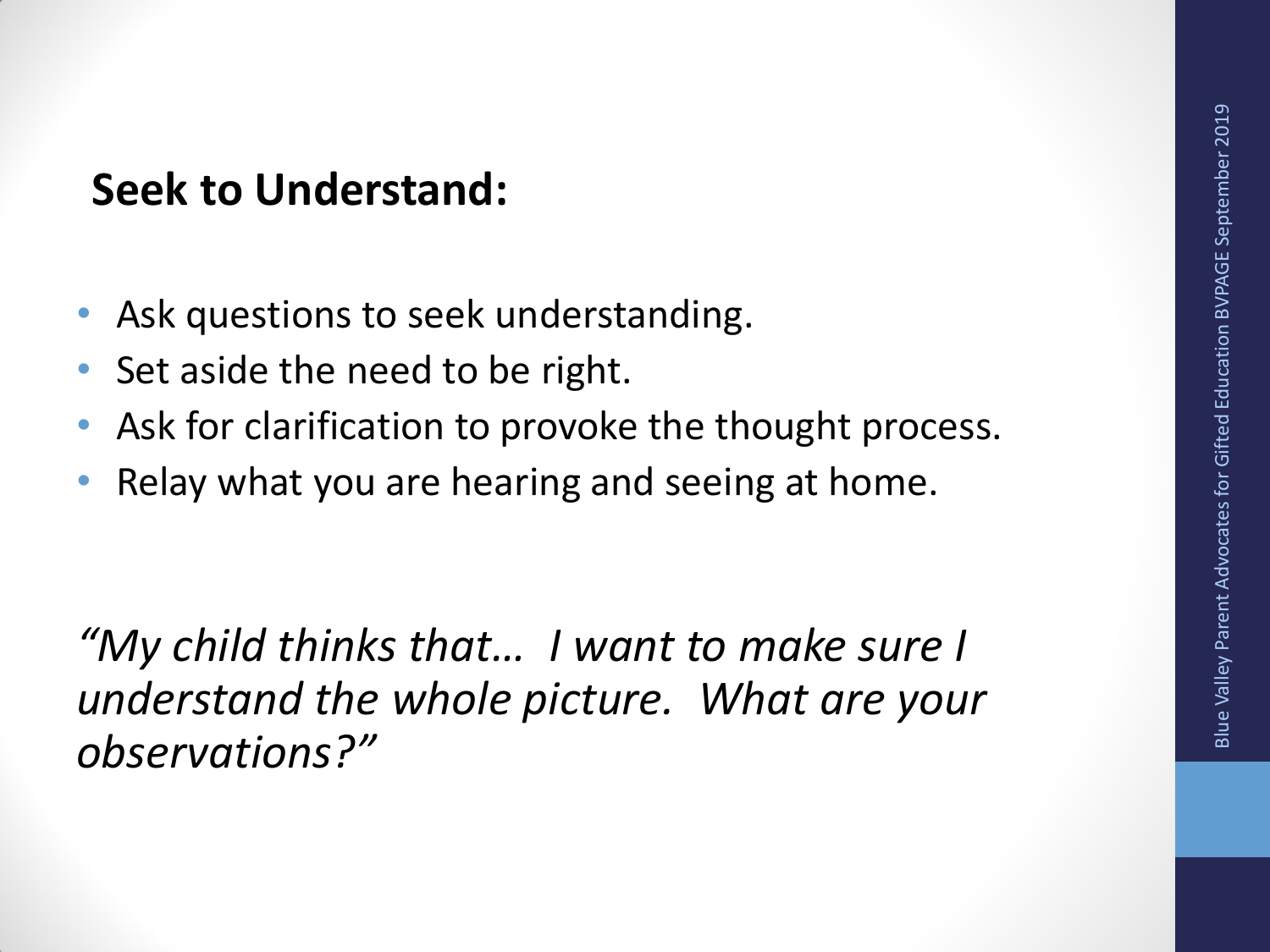## Seek to Understand:

- Ask questions to seek understanding.
- Set aside the need to be right.
- Ask for clarification to provoke the thought process.
- Relay what you are hearing and seeing at home.

*"My child thinks that… I want to make sure I understand the whole picture. What are your observations?"*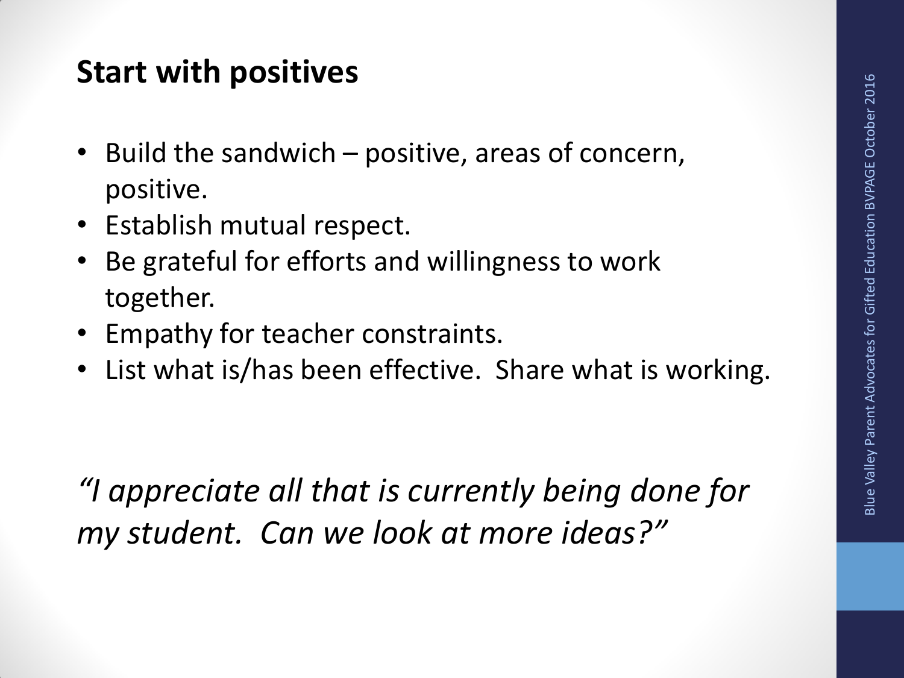## Start with positives

- Build the sandwich – positive, areas of concern, positive.
- Establish mutual respect.
- Be grateful for efforts and willingness to work together.
- Empathy for teacher constraints.
- List what is/has been effective. Share what is working.

*"I appreciate all that is currently being done for my student. Can we look at more ideas?"*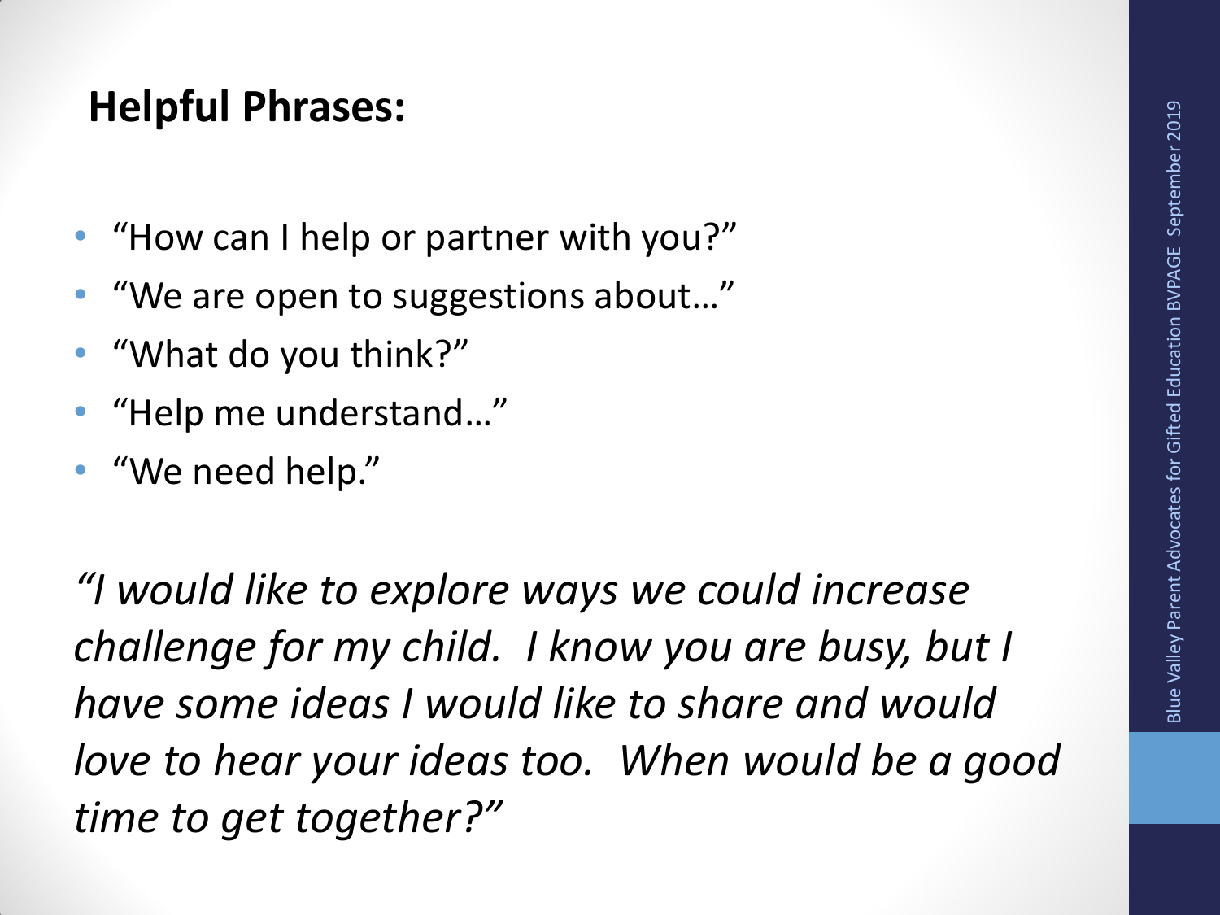## Helpful Phrases:

- "How can I help or partner with you?"
- "We are open to suggestions about…"
- "What do you think?"
- "Help me understand…"
- "We need help."

*"I would like to explore ways we could increase challenge for my child. I know you are busy, but I have some ideas I would like to share and would love to hear your ideas too. When would be a good time to get together?"*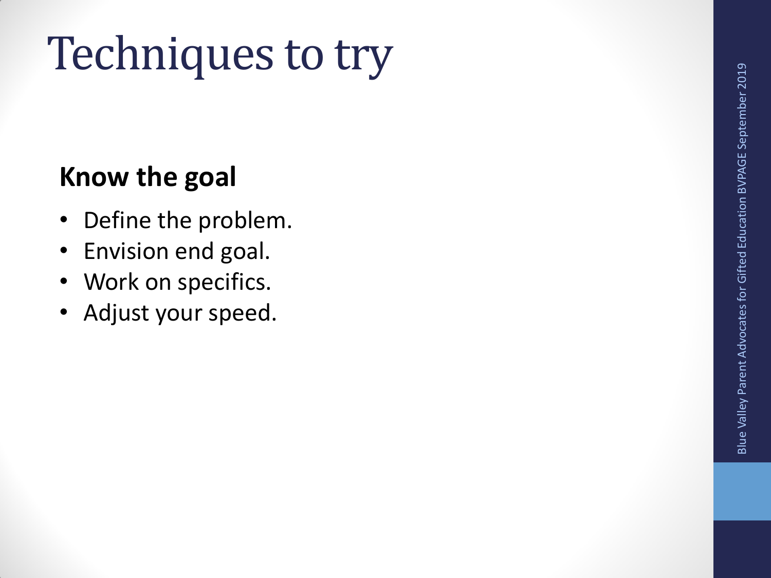# Techniques to try

**Know the goal**

- Define the problem.
- Envision end goal.
- Work on specifics.
- Adjust your speed.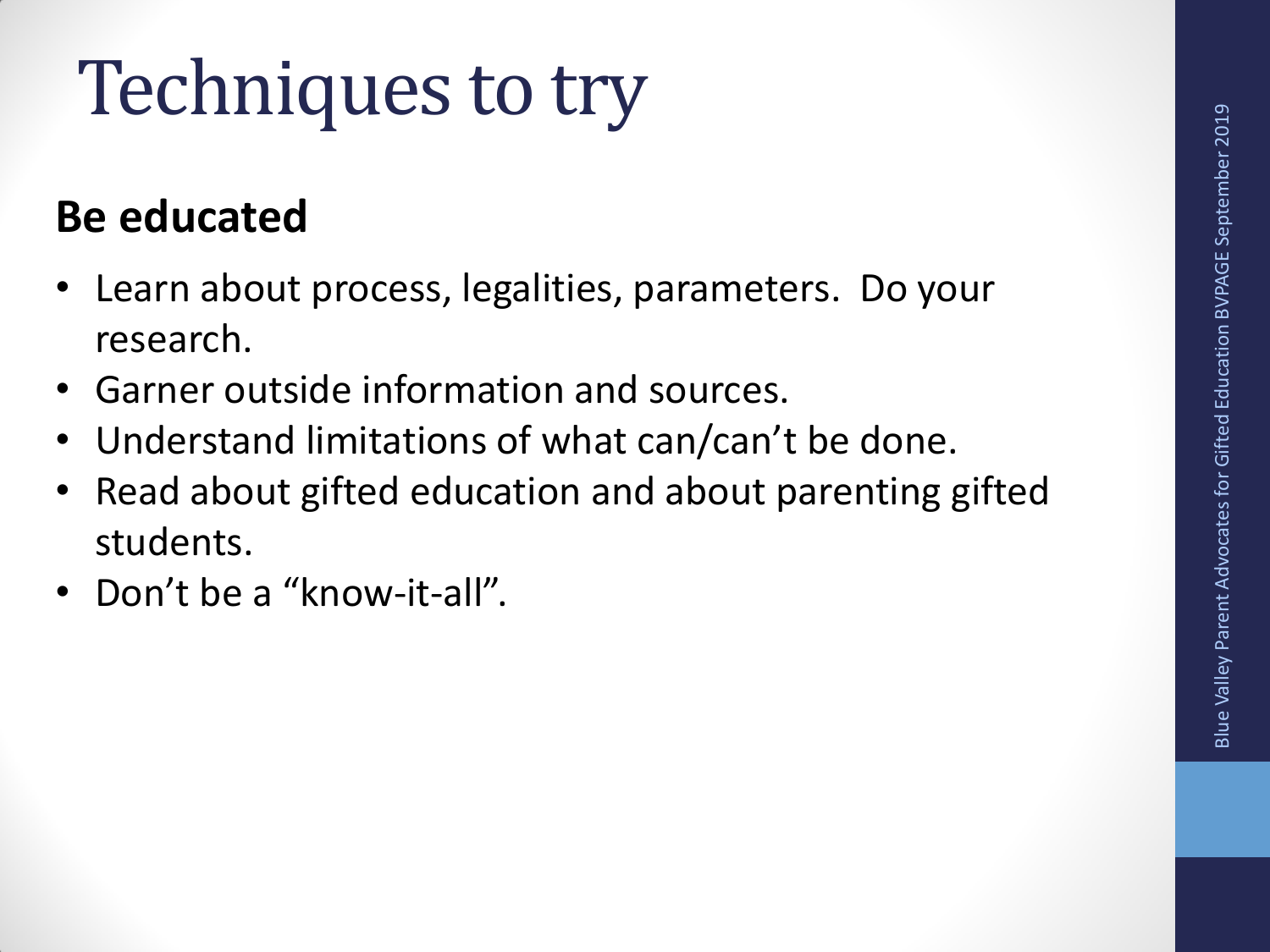# Techniques to try

**Be educated**

- Learn about process, legalities, parameters. Do your research.
- Garner outside information and sources.
- Understand limitations of what can/can't be done.
- Read about gifted education and about parenting gifted students.
- Don't be a "know-it-all".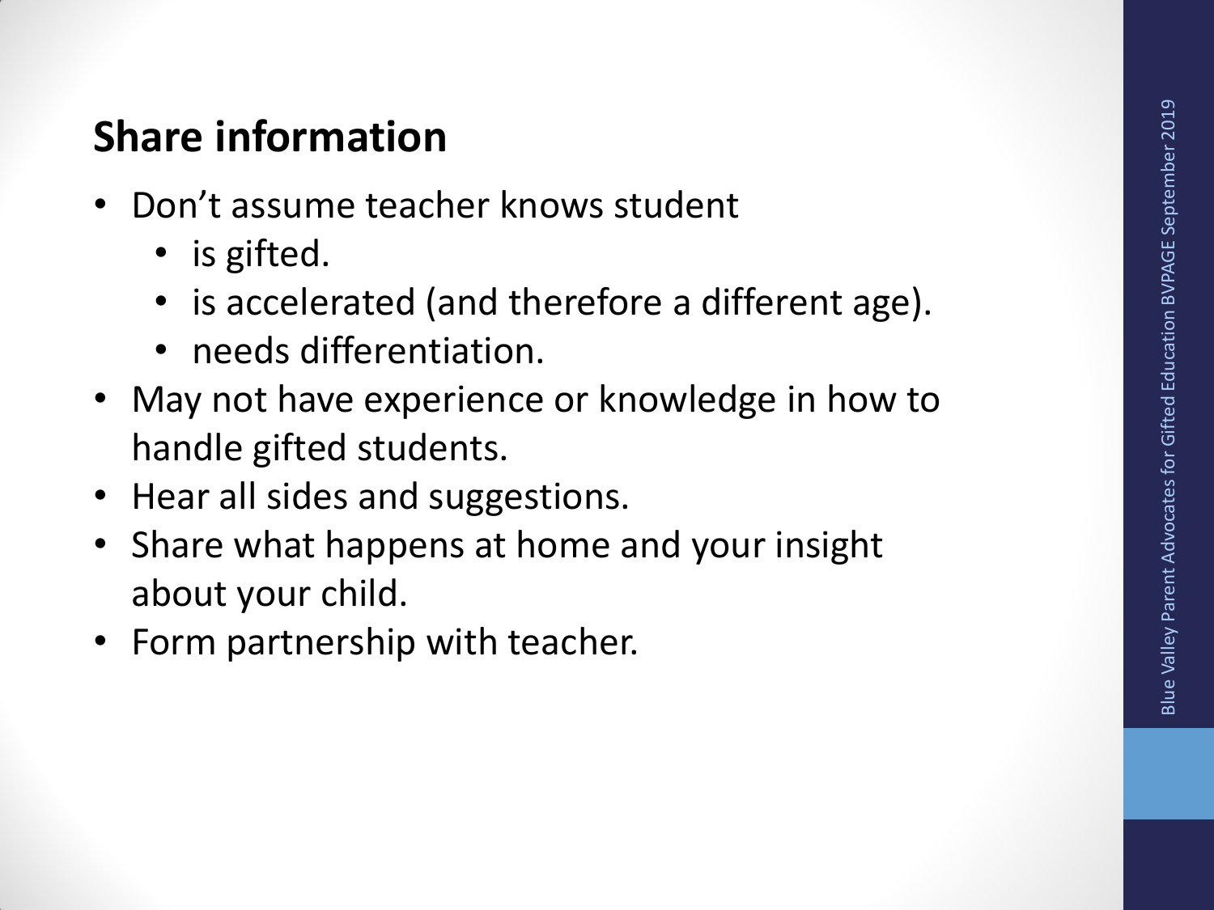## Share information

- Don't assume teacher knows student
  - is gifted.
  - is accelerated (and therefore a different age).
  - needs differentiation.
- May not have experience or knowledge in how to handle gifted students.
- Hear all sides and suggestions.
- Share what happens at home and your insight about your child.
- Form partnership with teacher.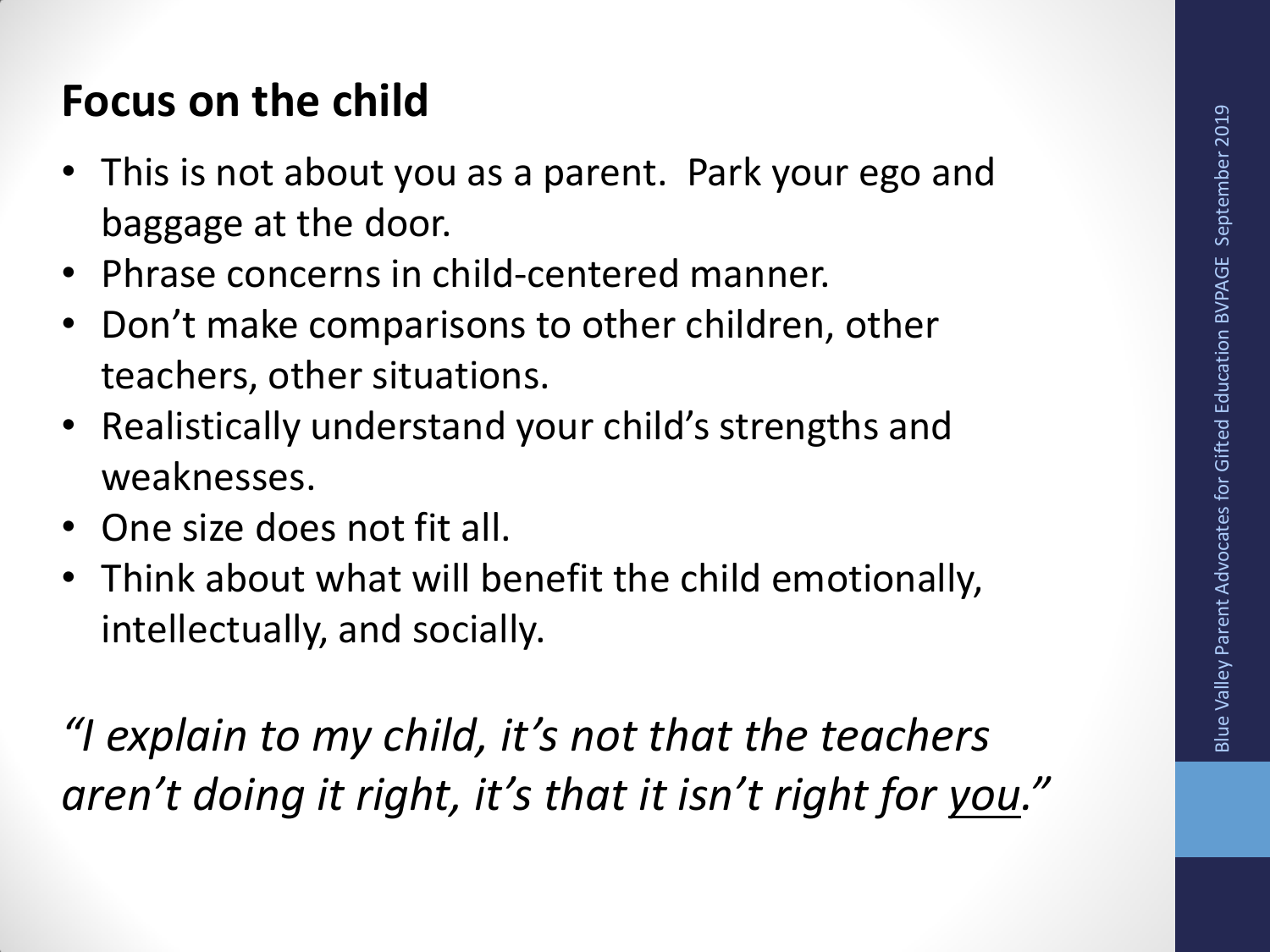## Focus on the child

- This is not about you as a parent. Park your ego and baggage at the door.
- Phrase concerns in child-centered manner.
- Don't make comparisons to other children, other teachers, other situations.
- Realistically understand your child's strengths and weaknesses.
- One size does not fit all.
- Think about what will benefit the child emotionally, intellectually, and socially.

*"I explain to my child, it's not that the teachers aren't doing it right, it's that it isn't right for <u>you</u>."*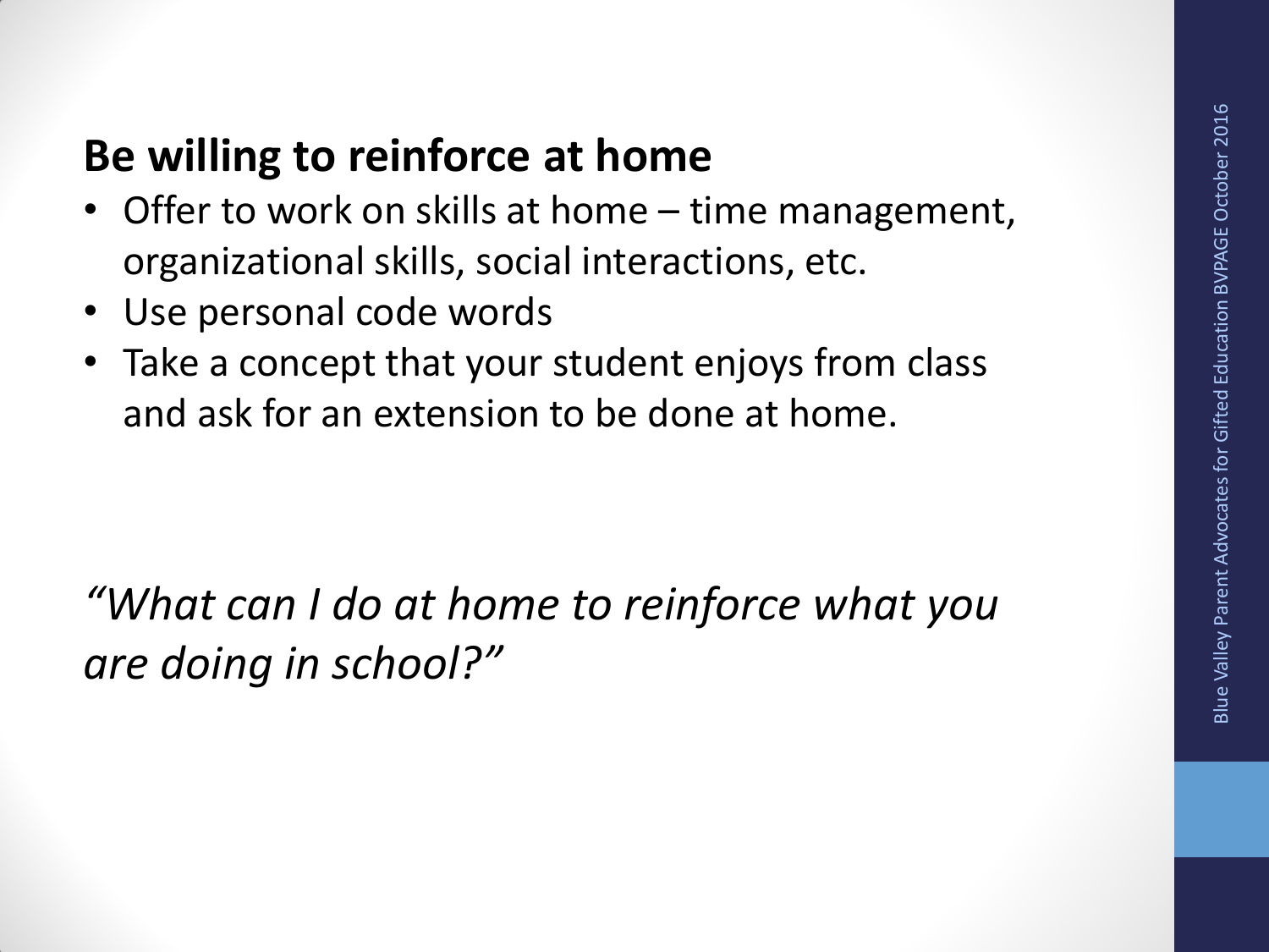## Be willing to reinforce at home

- Offer to work on skills at home – time management, organizational skills, social interactions, etc.
- Use personal code words
- Take a concept that your student enjoys from class and ask for an extension to be done at home.

*“What can I do at home to reinforce what you are doing in school?”*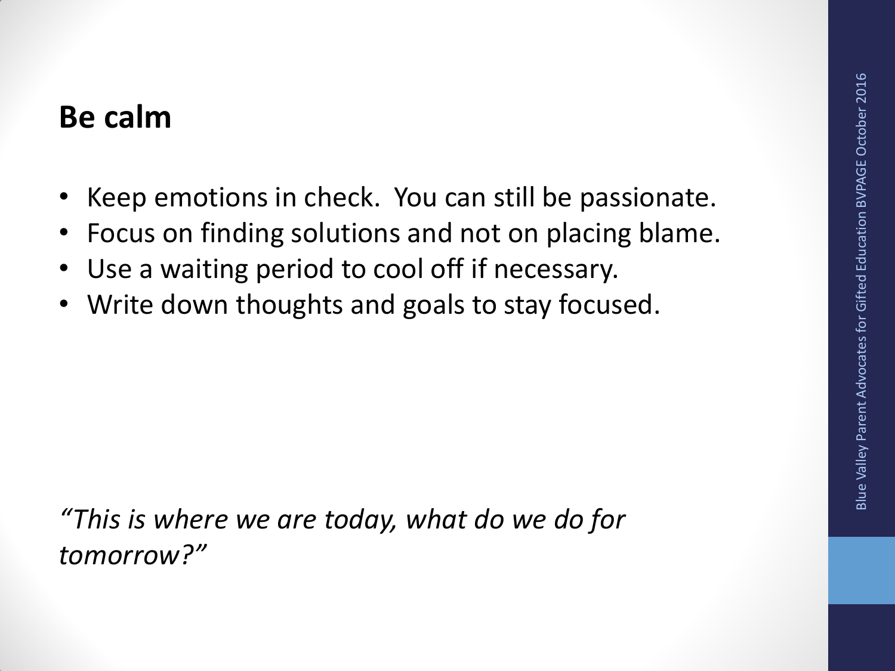## Be calm

- Keep emotions in check.  You can still be passionate.
- Focus on finding solutions and not on placing blame.
- Use a waiting period to cool off if necessary.
- Write down thoughts and goals to stay focused.

*"This is where we are today, what do we do for tomorrow?"*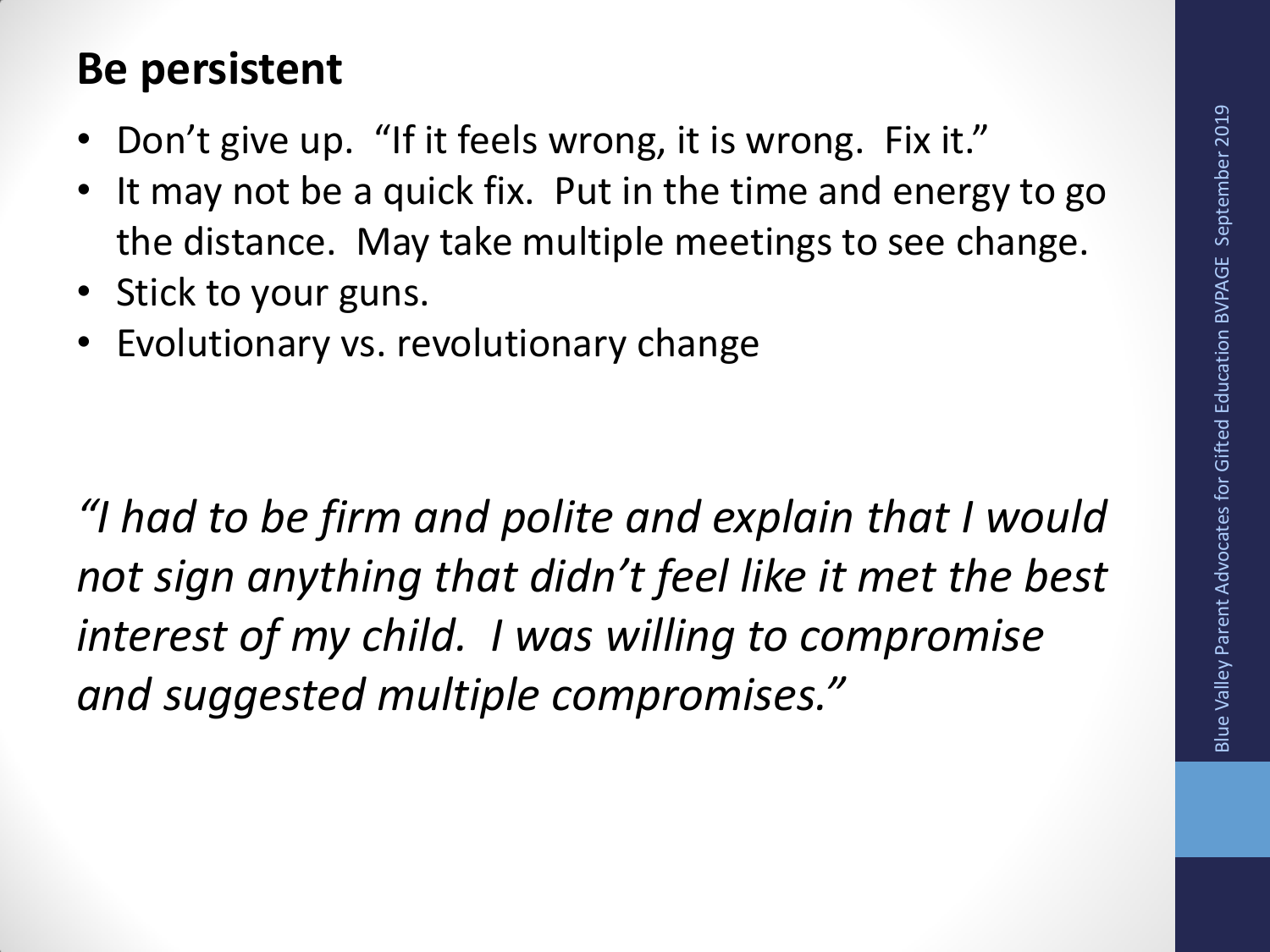## Be persistent

- Don't give up. "If it feels wrong, it is wrong. Fix it."
- It may not be a quick fix. Put in the time and energy to go the distance. May take multiple meetings to see change.
- Stick to your guns.
- Evolutionary vs. revolutionary change

*"I had to be firm and polite and explain that I would not sign anything that didn't feel like it met the best interest of my child. I was willing to compromise and suggested multiple compromises."*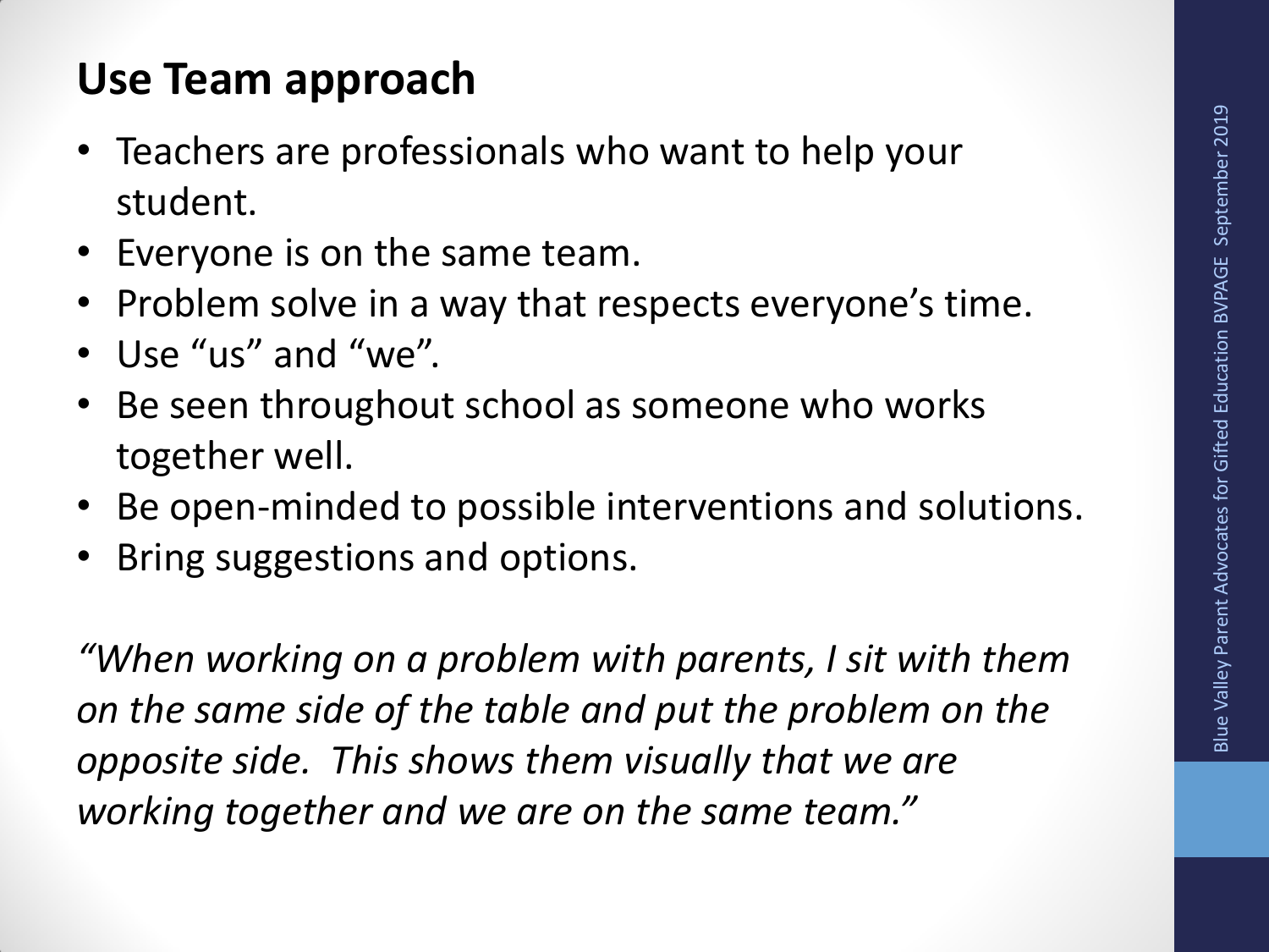## Use Team approach

- Teachers are professionals who want to help your student.
- Everyone is on the same team.
- Problem solve in a way that respects everyone's time.
- Use "us" and "we".
- Be seen throughout school as someone who works together well.
- Be open-minded to possible interventions and solutions.
- Bring suggestions and options.

*"When working on a problem with parents, I sit with them on the same side of the table and put the problem on the opposite side. This shows them visually that we are working together and we are on the same team."*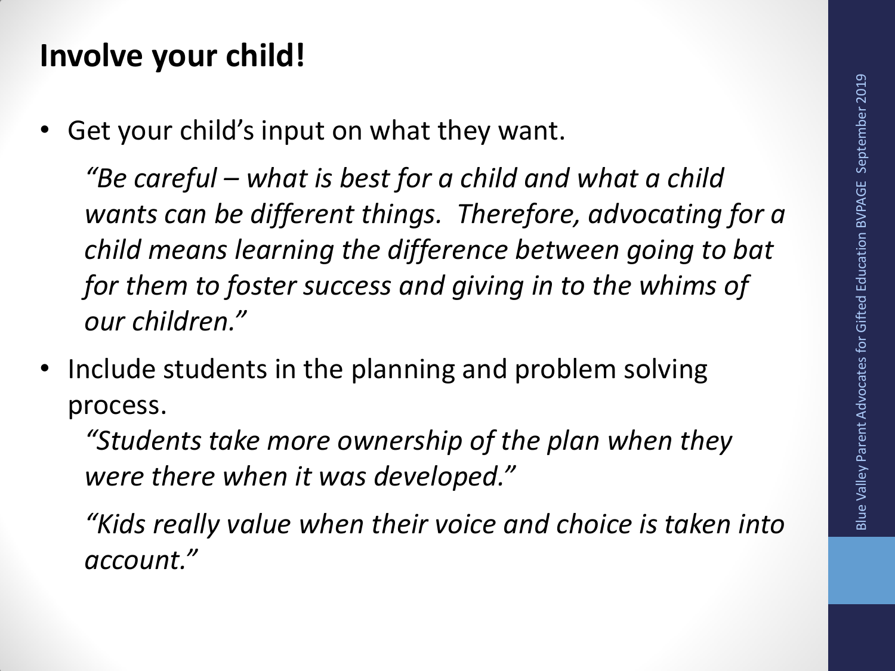## Involve your child!

- Get your child's input on what they want.

  *"Be careful – what is best for a child and what a child wants can be different things. Therefore, advocating for a child means learning the difference between going to bat for them to foster success and giving in to the whims of our children."*

- Include students in the planning and problem solving process.

  *"Students take more ownership of the plan when they were there when it was developed."*

  *"Kids really value when their voice and choice is taken into account."*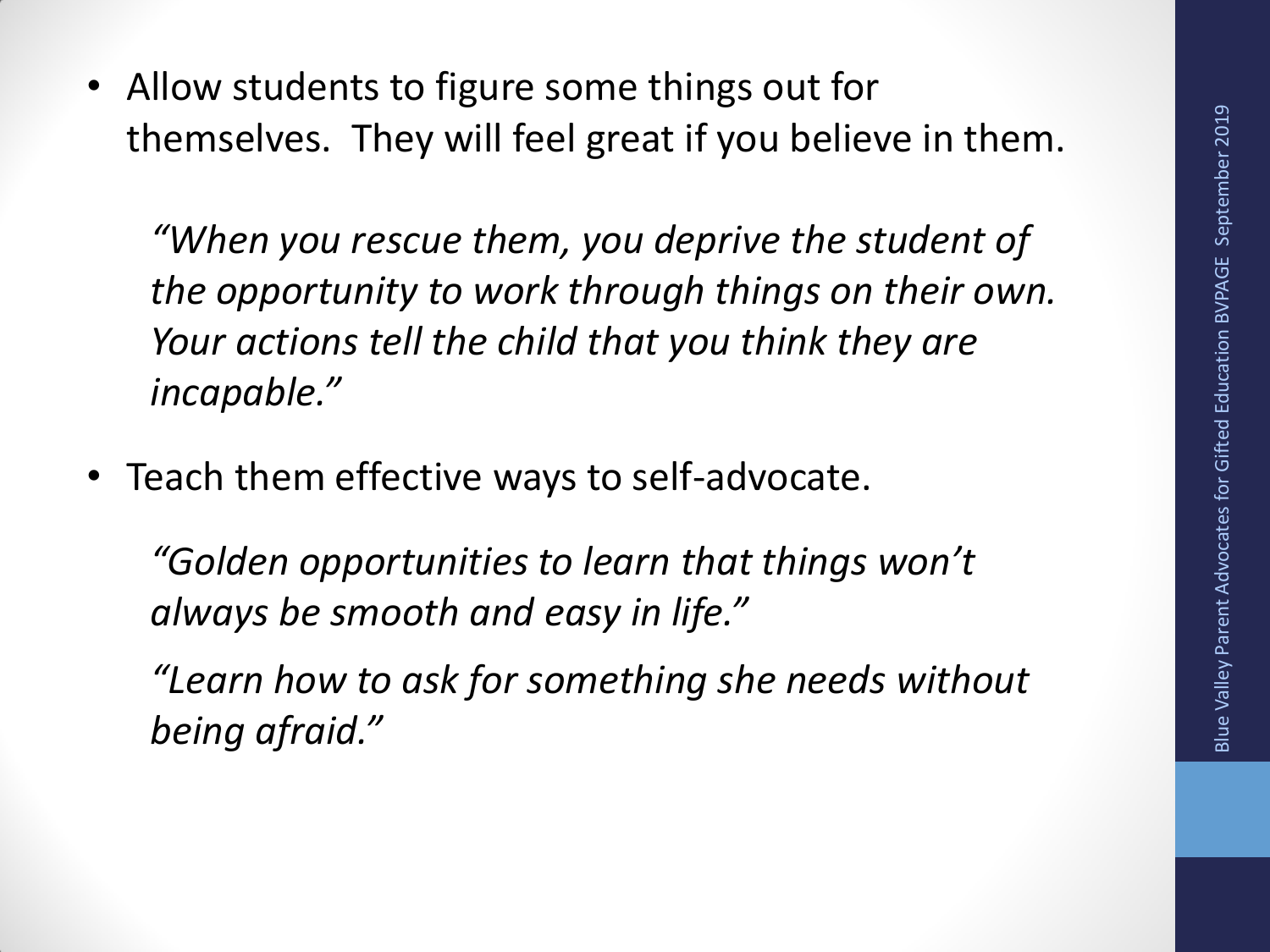- Allow students to figure some things out for themselves. They will feel great if you believe in them.

  *"When you rescue them, you deprive the student of the opportunity to work through things on their own. Your actions tell the child that you think they are incapable."*

- Teach them effective ways to self-advocate.

  *"Golden opportunities to learn that things won't always be smooth and easy in life."*

  *"Learn how to ask for something she needs without being afraid."*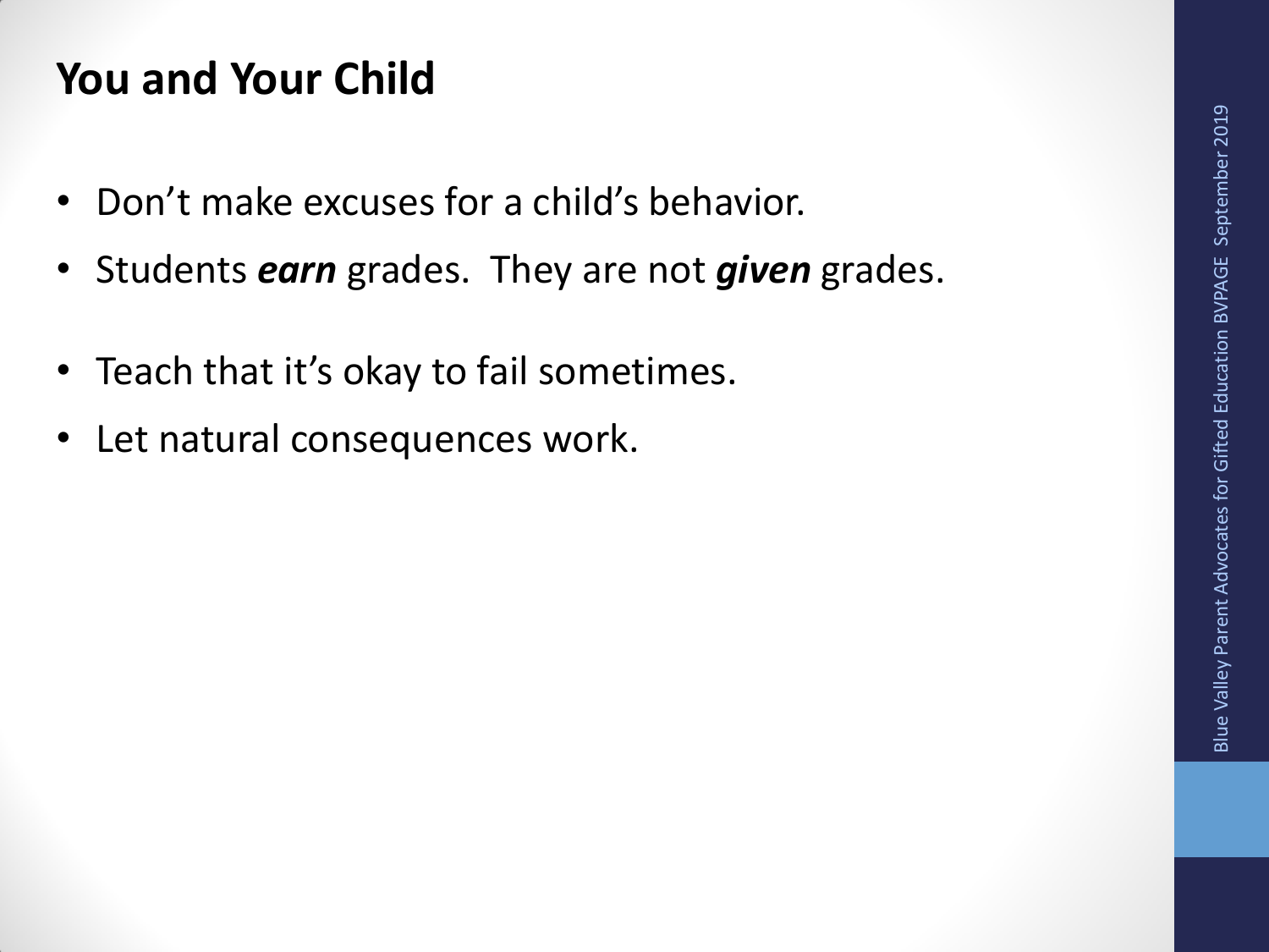# You and Your Child

- Don't make excuses for a child's behavior.
- Students ***earn*** grades. They are not ***given*** grades.
- Teach that it's okay to fail sometimes.
- Let natural consequences work.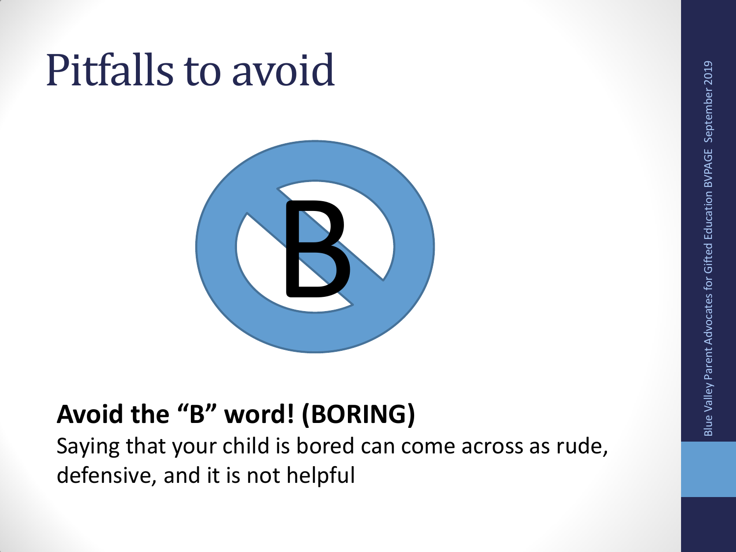# Pitfalls to avoid

B

**Avoid the "B" word! (BORING)**

Saying that your child is bored can come across as rude, defensive, and it is not helpful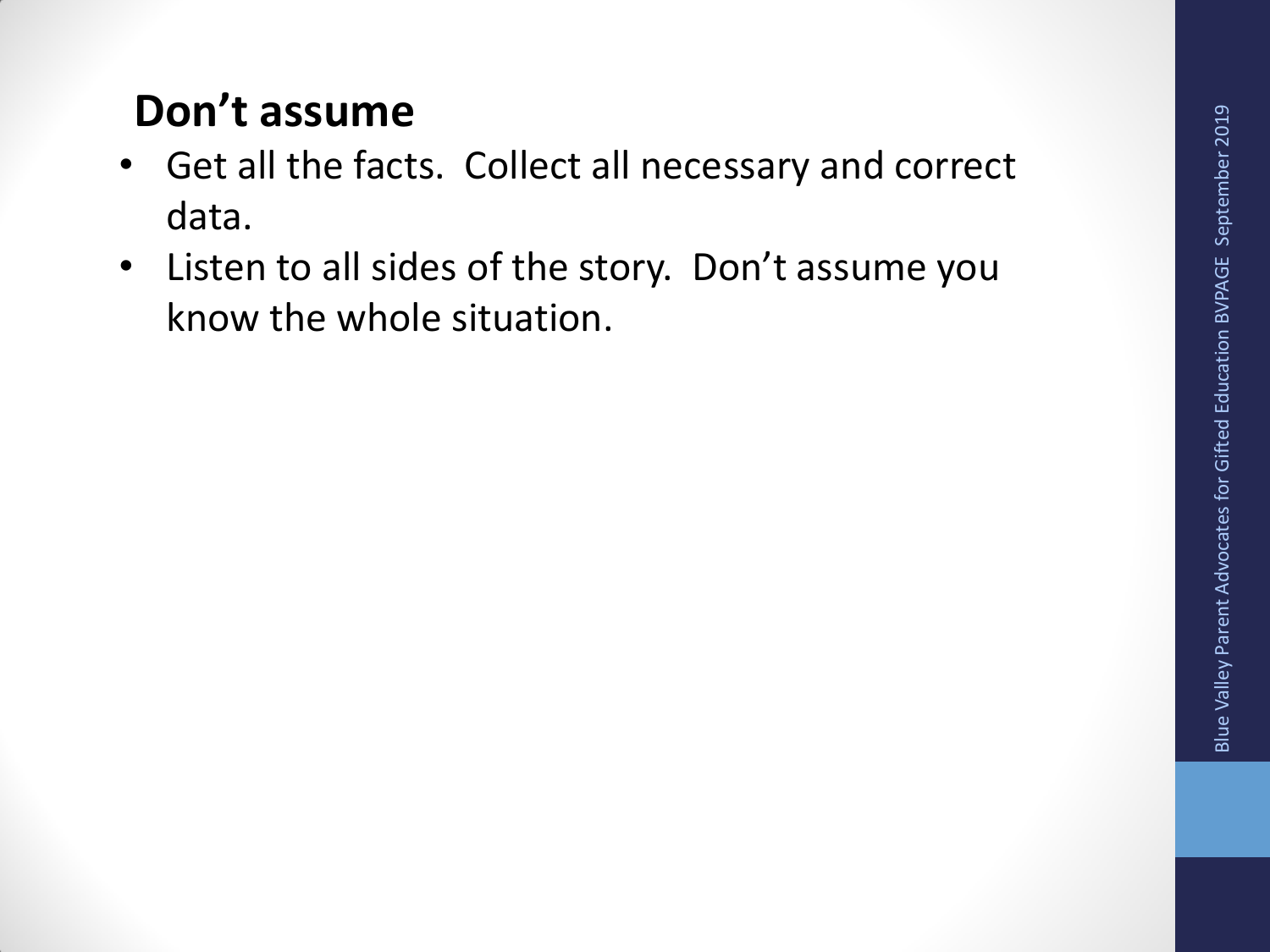## Don’t assume

- Get all the facts. Collect all necessary and correct data.
- Listen to all sides of the story. Don’t assume you know the whole situation.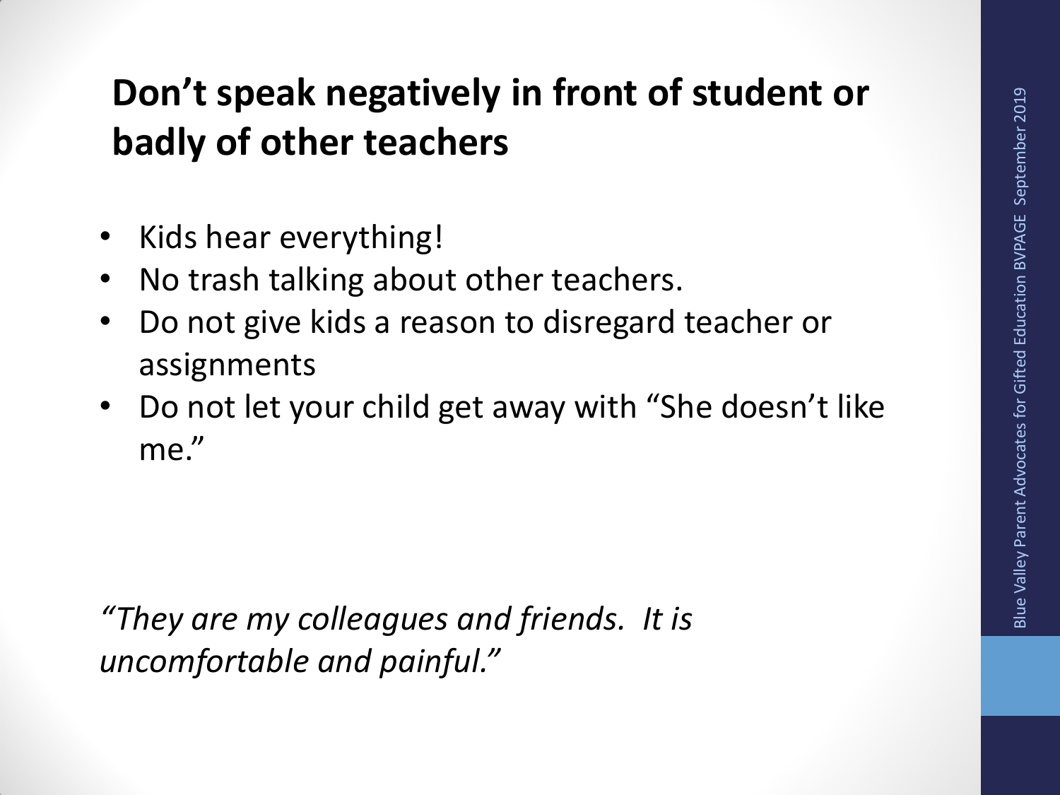## Don't speak negatively in front of student or badly of other teachers

- Kids hear everything!
- No trash talking about other teachers.
- Do not give kids a reason to disregard teacher or assignments
- Do not let your child get away with "She doesn't like me."

*"They are my colleagues and friends. It is uncomfortable and painful."*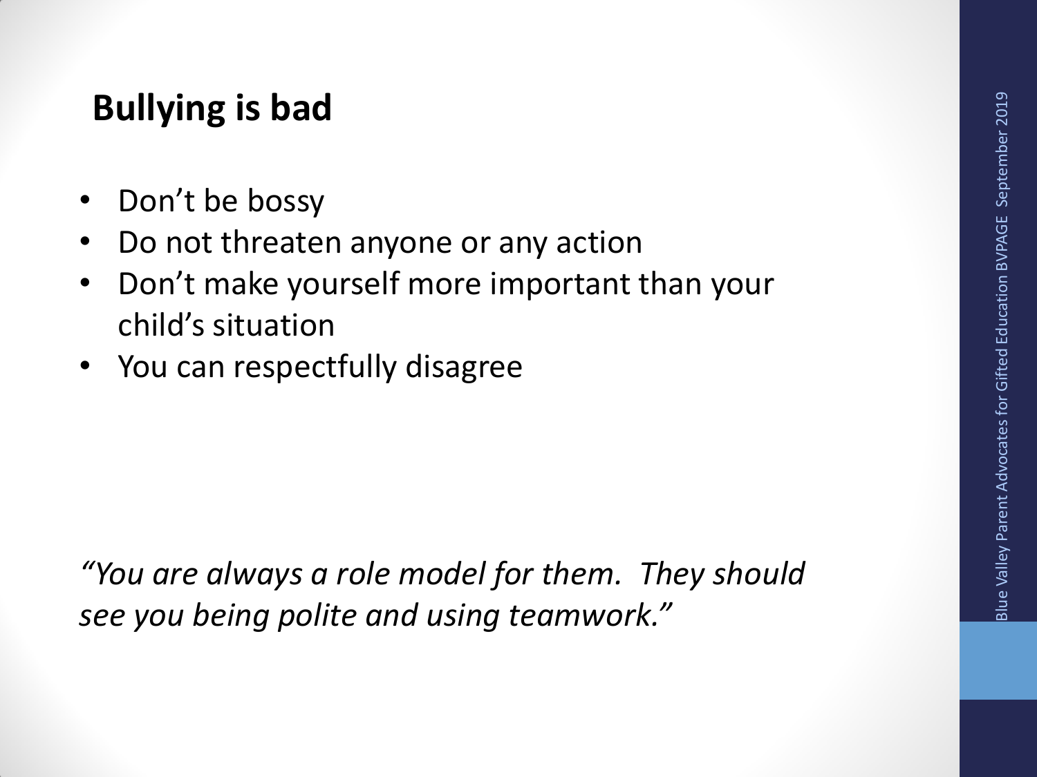## Bullying is bad

- Don't be bossy
- Do not threaten anyone or any action
- Don't make yourself more important than your child's situation
- You can respectfully disagree

*"You are always a role model for them. They should see you being polite and using teamwork."*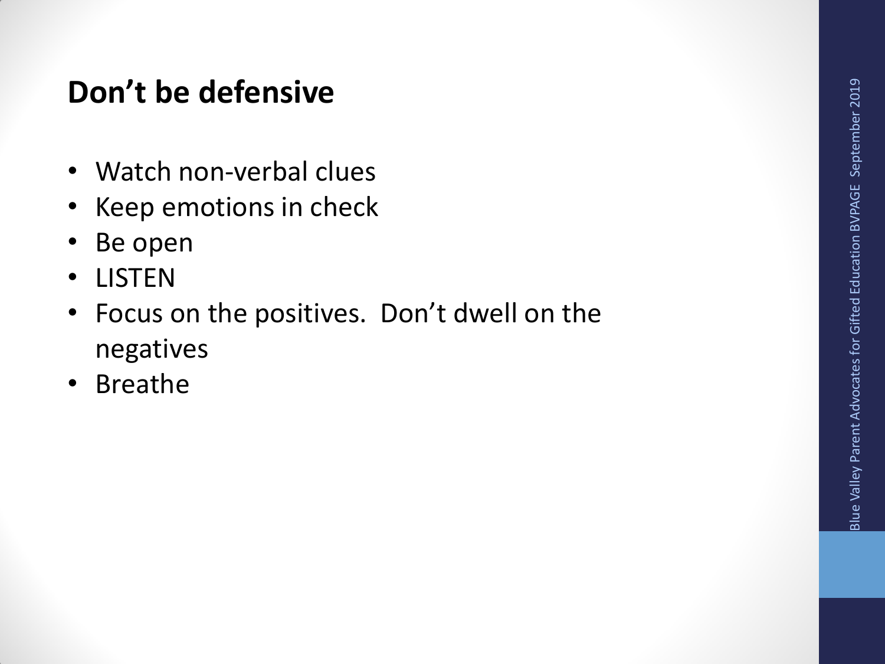## Don't be defensive

- Watch non-verbal clues
- Keep emotions in check
- Be open
- LISTEN
- Focus on the positives. Don't dwell on the negatives
- Breathe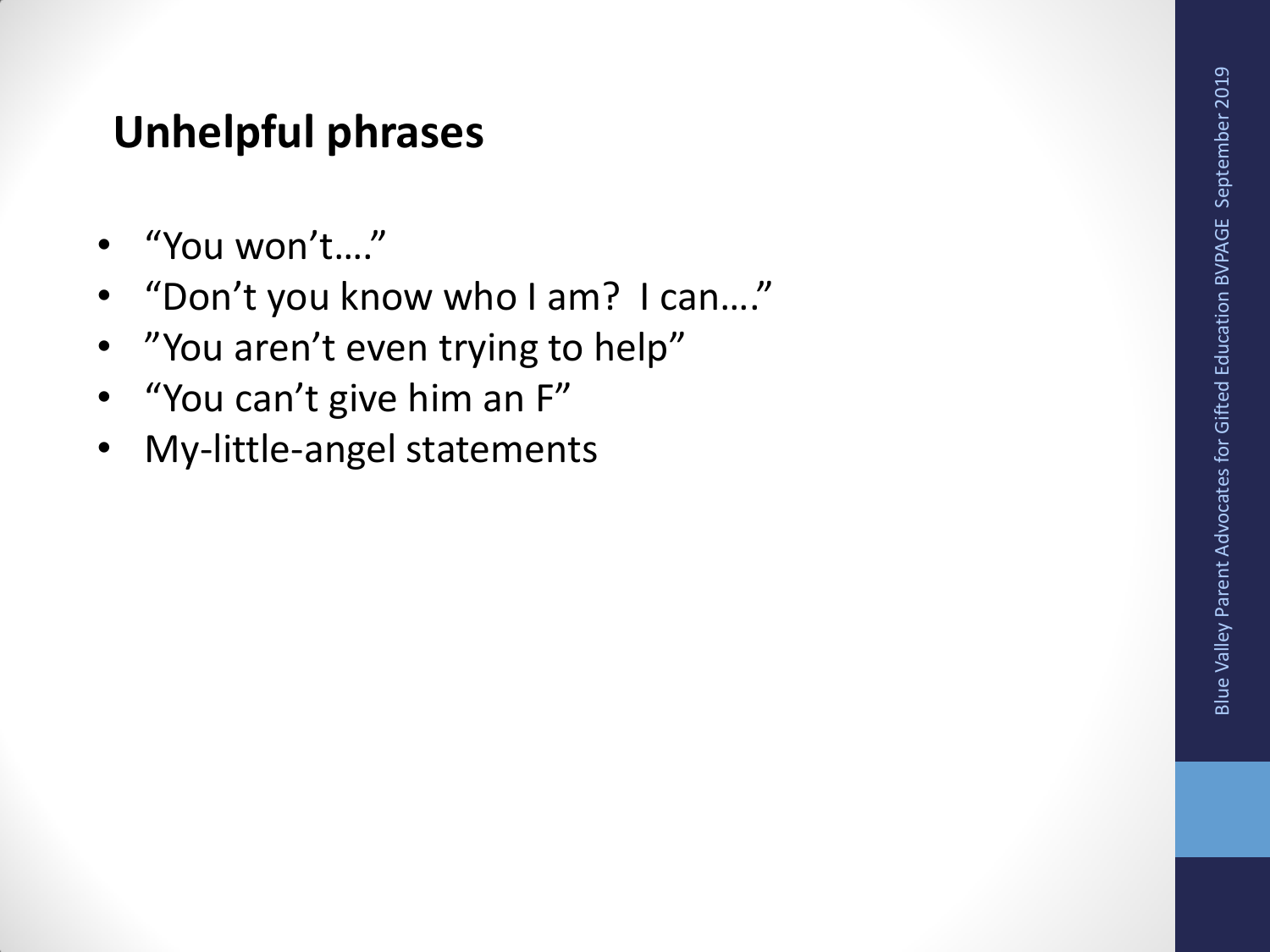# Unhelpful phrases

- "You won't…."
- "Don't you know who I am?  I can…."
- "You aren't even trying to help"
- "You can't give him an F"
- My-little-angel statements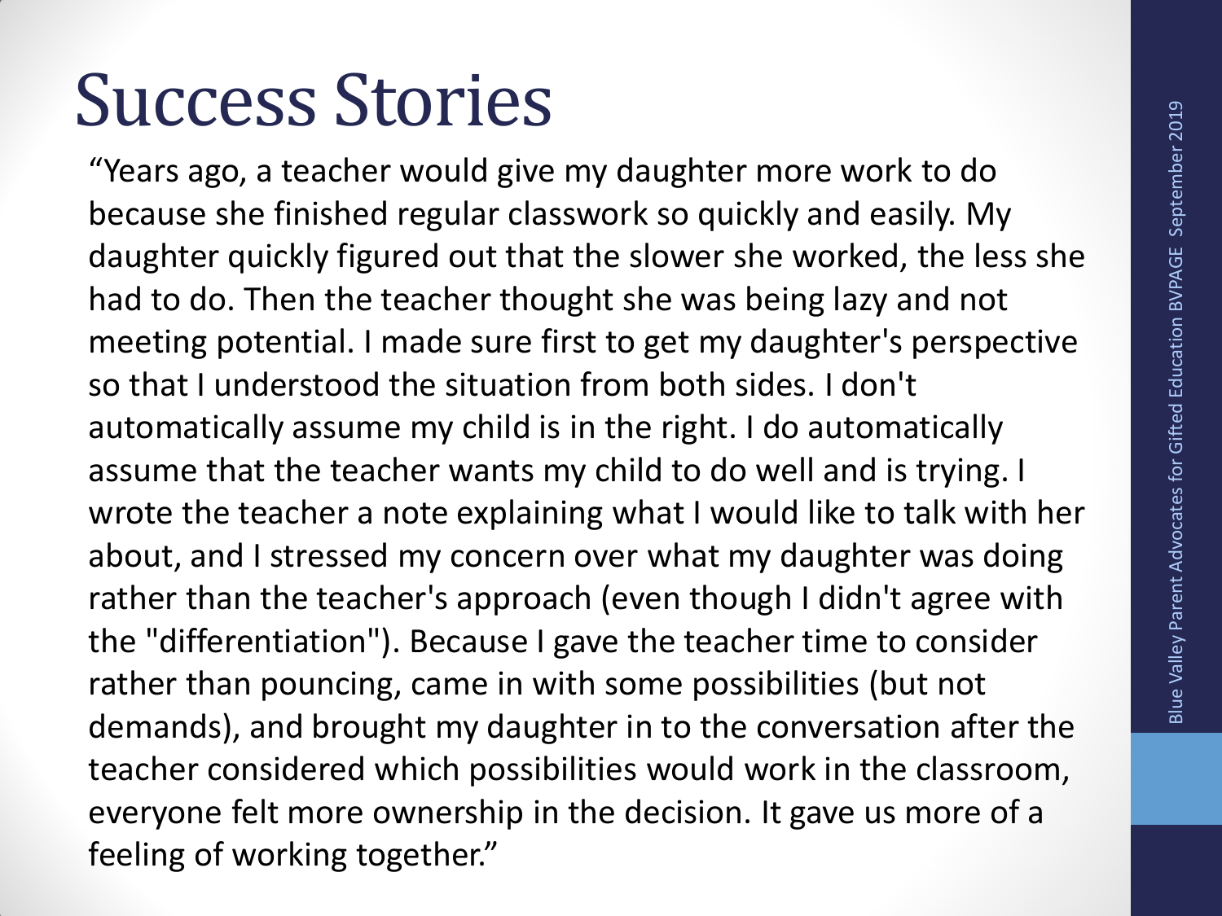# Success Stories

"Years ago, a teacher would give my daughter more work to do because she finished regular classwork so quickly and easily. My daughter quickly figured out that the slower she worked, the less she had to do. Then the teacher thought she was being lazy and not meeting potential. I made sure first to get my daughter's perspective so that I understood the situation from both sides. I don't automatically assume my child is in the right. I do automatically assume that the teacher wants my child to do well and is trying. I wrote the teacher a note explaining what I would like to talk with her about, and I stressed my concern over what my daughter was doing rather than the teacher's approach (even though I didn't agree with the "differentiation"). Because I gave the teacher time to consider rather than pouncing, came in with some possibilities (but not demands), and brought my daughter in to the conversation after the teacher considered which possibilities would work in the classroom, everyone felt more ownership in the decision. It gave us more of a feeling of working together."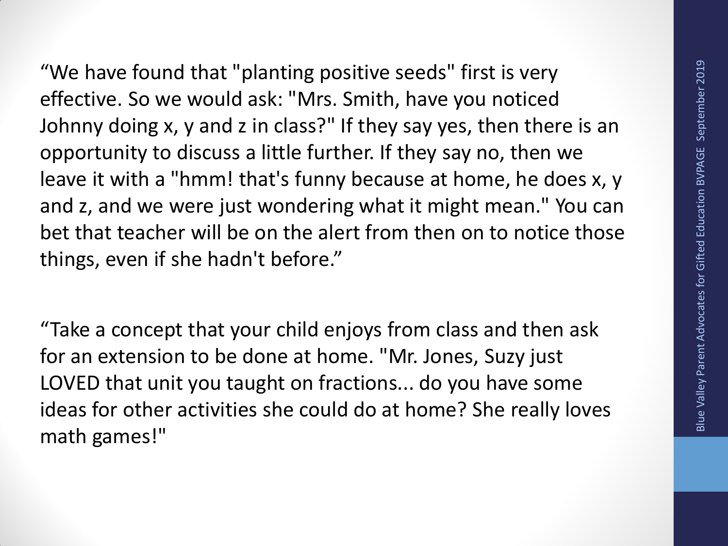“We have found that "planting positive seeds" first is very effective. So we would ask: "Mrs. Smith, have you noticed Johnny doing x, y and z in class?" If they say yes, then there is an opportunity to discuss a little further. If they say no, then we leave it with a "hmm! that's funny because at home, he does x, y and z, and we were just wondering what it might mean." You can bet that teacher will be on the alert from then on to notice those things, even if she hadn't before.”

“Take a concept that your child enjoys from class and then ask for an extension to be done at home. "Mr. Jones, Suzy just LOVED that unit you taught on fractions... do you have some ideas for other activities she could do at home? She really loves math games!"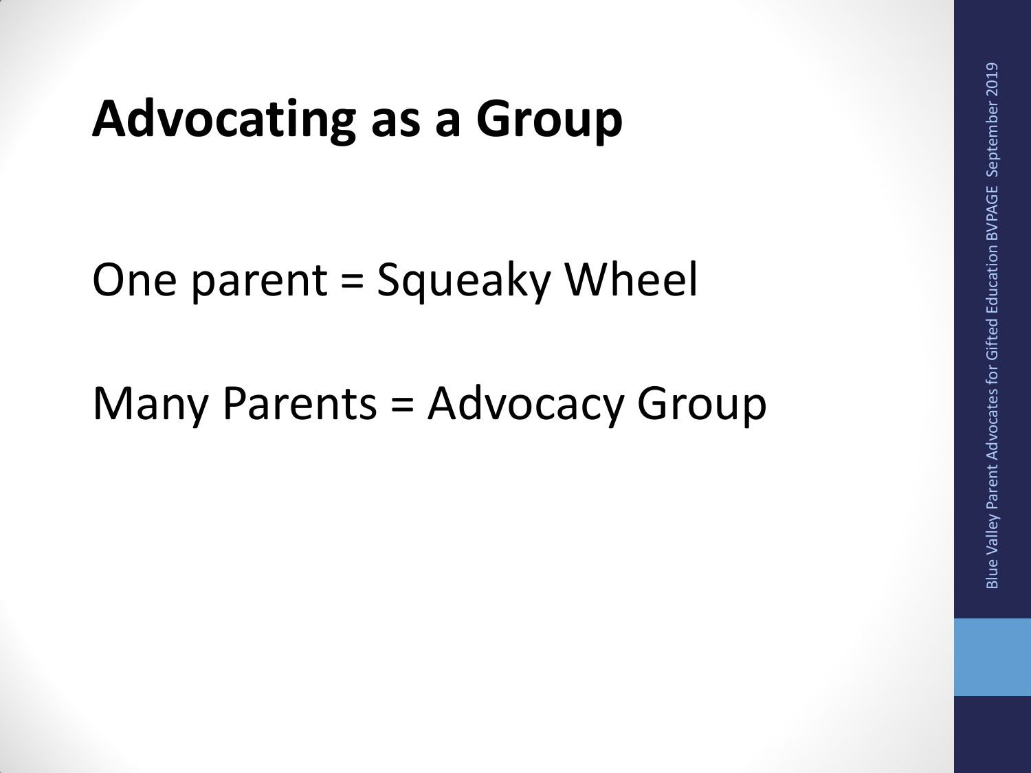# Advocating as a Group

One parent = Squeaky Wheel

Many Parents = Advocacy Group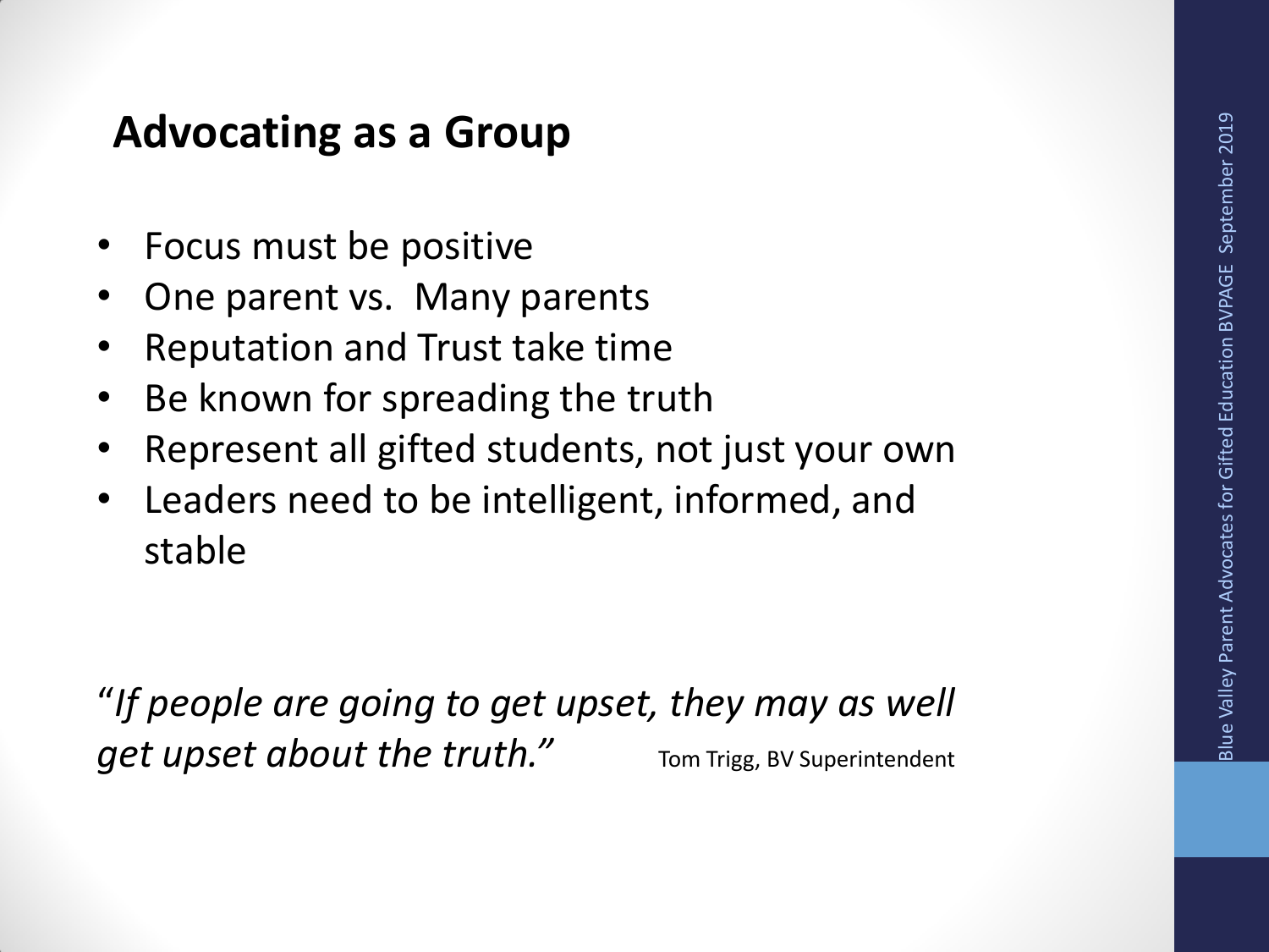## Advocating as a Group

- Focus must be positive
- One parent vs. Many parents
- Reputation and Trust take time
- Be known for spreading the truth
- Represent all gifted students, not just your own
- Leaders need to be intelligent, informed, and stable

"*If people are going to get upset, they may as well get upset about the truth.*" Tom Trigg, BV Superintendent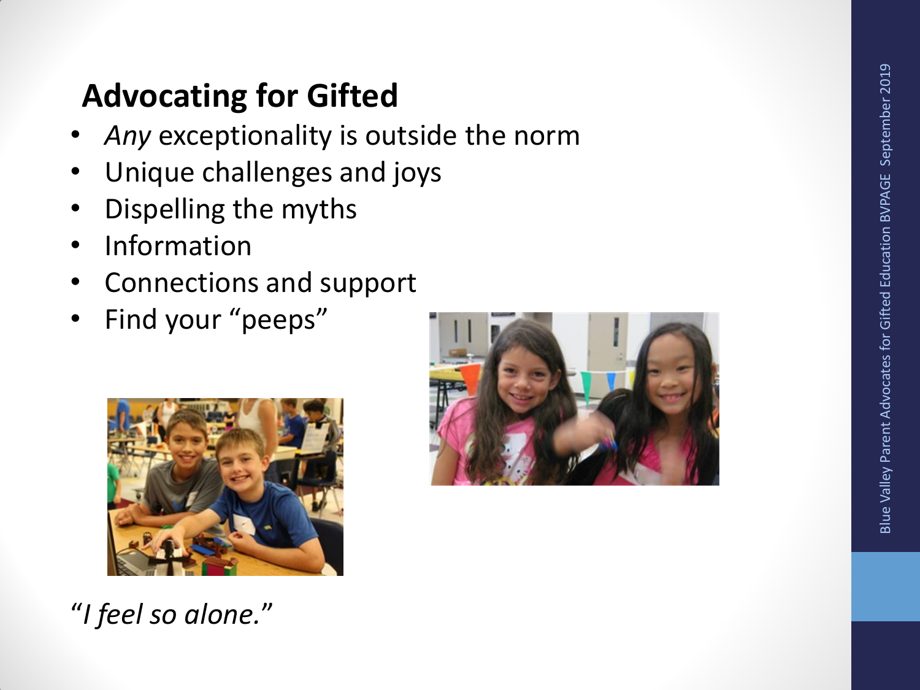## Advocating for Gifted

- *Any* exceptionality is outside the norm
- Unique challenges and joys
- Dispelling the myths
- Information
- Connections and support
- Find your "peeps"

*"I feel so alone."*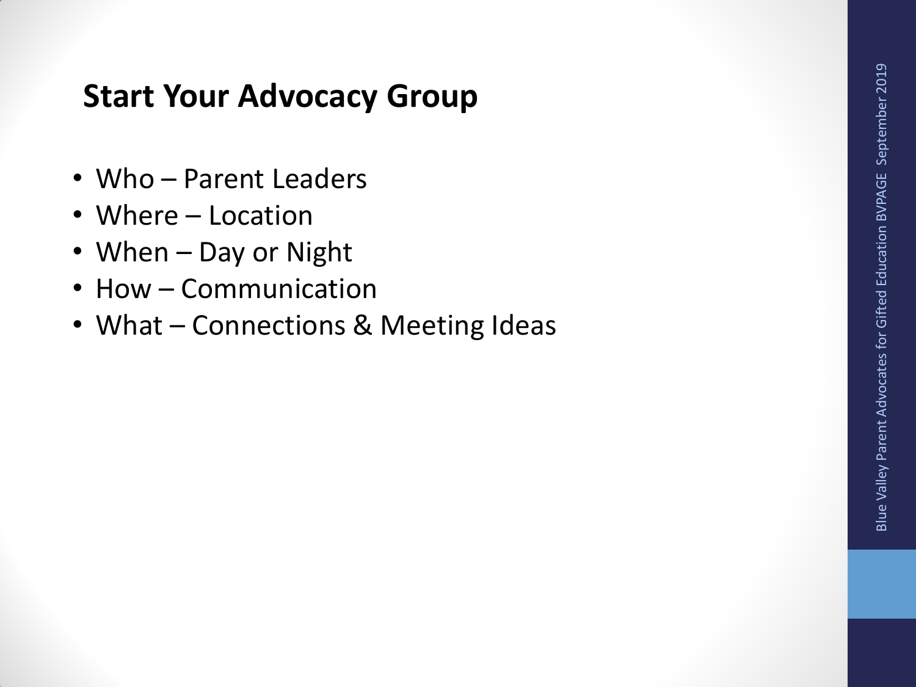## Start Your Advocacy Group

- Who – Parent Leaders
- Where – Location
- When – Day or Night
- How – Communication
- What – Connections & Meeting Ideas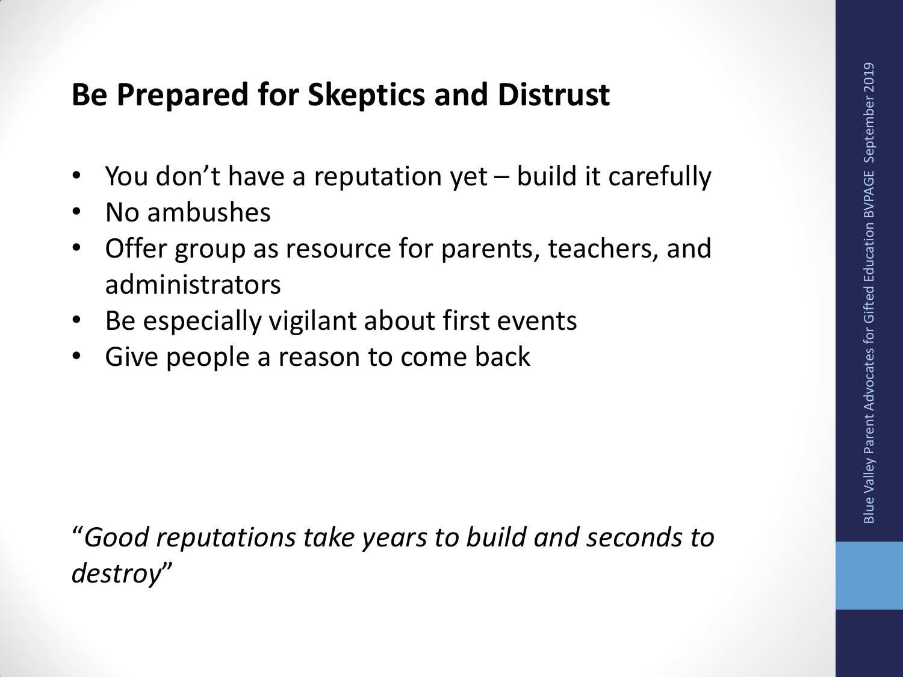## Be Prepared for Skeptics and Distrust

- You don't have a reputation yet – build it carefully
- No ambushes
- Offer group as resource for parents, teachers, and administrators
- Be especially vigilant about first events
- Give people a reason to come back

"*Good reputations take years to build and seconds to destroy*"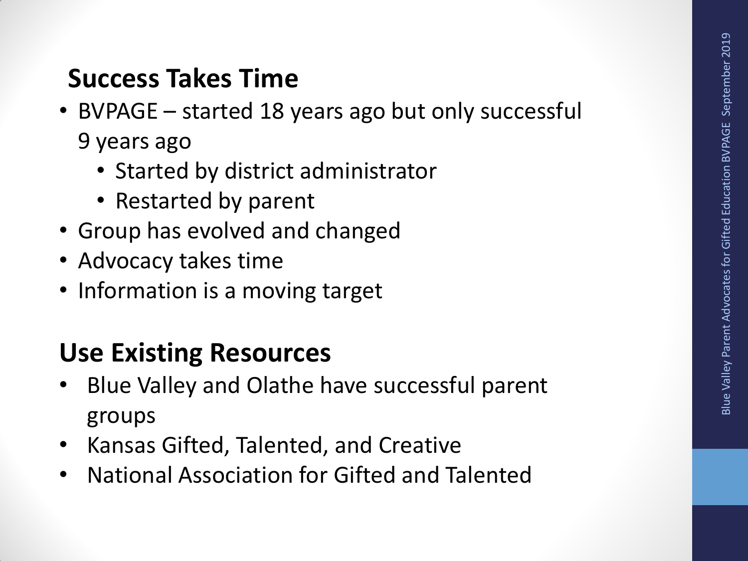## Success Takes Time

- BVPAGE – started 18 years ago but only successful 9 years ago
  - Started by district administrator
  - Restarted by parent
- Group has evolved and changed
- Advocacy takes time
- Information is a moving target

## Use Existing Resources

- Blue Valley and Olathe have successful parent groups
- Kansas Gifted, Talented, and Creative
- National Association for Gifted and Talented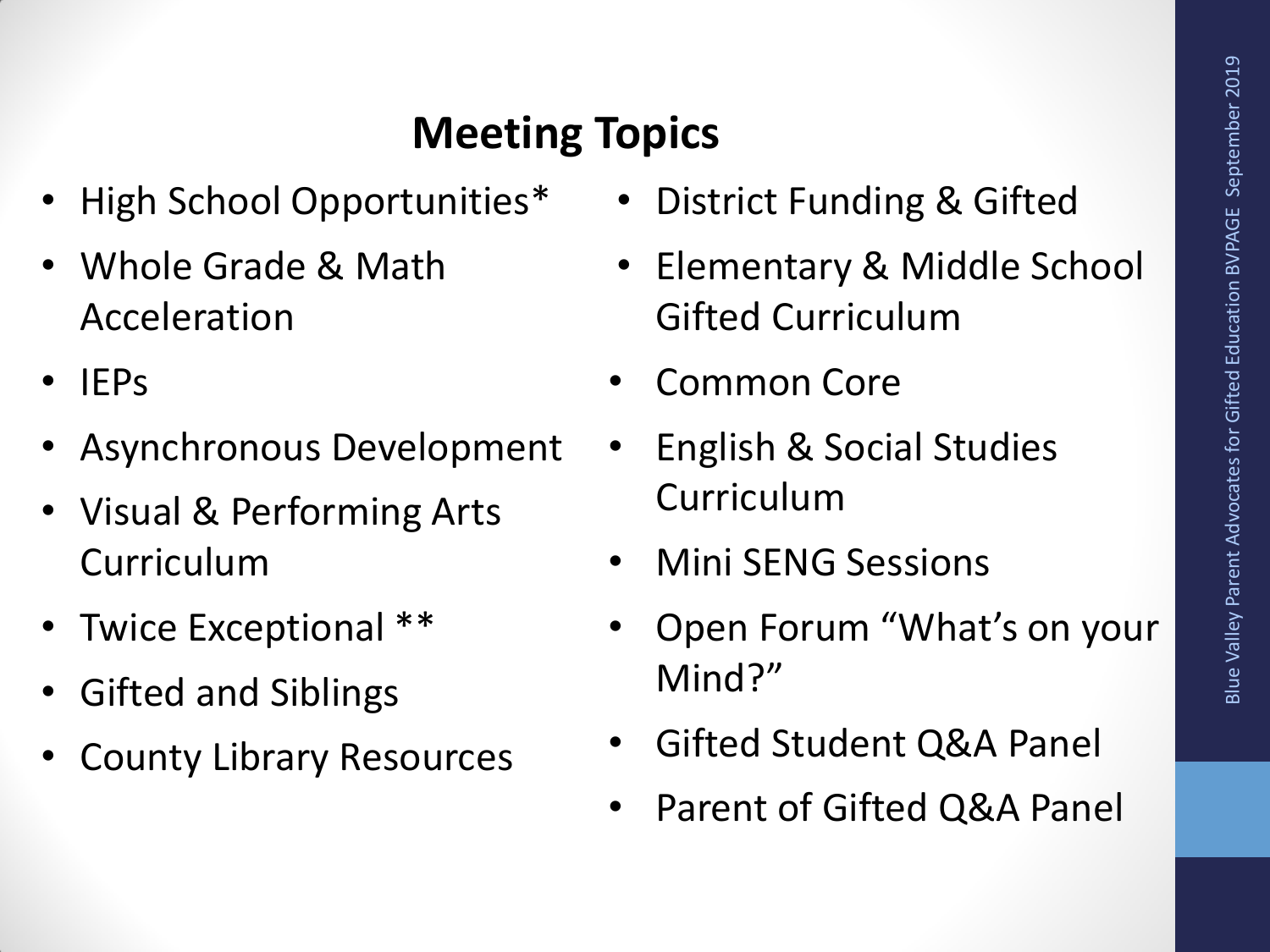## Meeting Topics

- High School Opportunities*
- Whole Grade & Math Acceleration
- IEPs
- Asynchronous Development
- Visual & Performing Arts Curriculum
- Twice Exceptional **
- Gifted and Siblings
- County Library Resources
- District Funding & Gifted
- Elementary & Middle School Gifted Curriculum
- Common Core
- English & Social Studies Curriculum
- Mini SENG Sessions
- Open Forum "What's on your Mind?"
- Gifted Student Q&A Panel
- Parent of Gifted Q&A Panel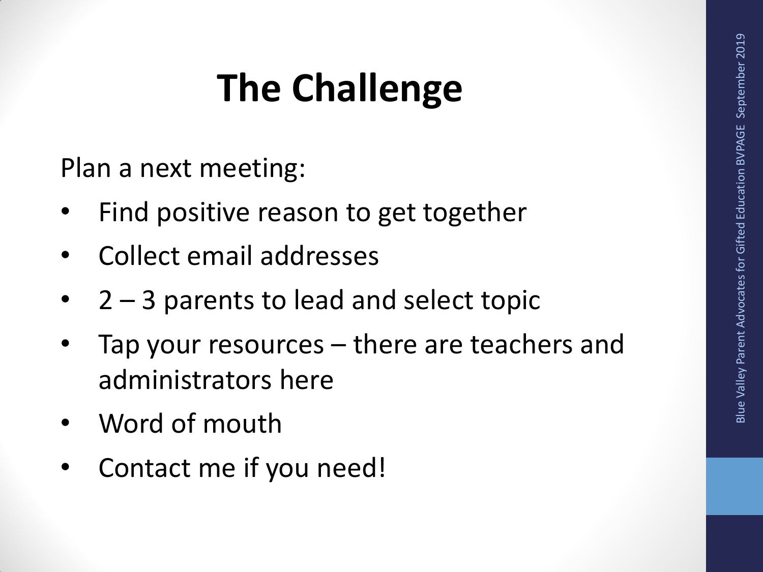# The Challenge

Plan a next meeting:

- Find positive reason to get together
- Collect email addresses
- 2 – 3 parents to lead and select topic
- Tap your resources – there are teachers and administrators here
- Word of mouth
- Contact me if you need!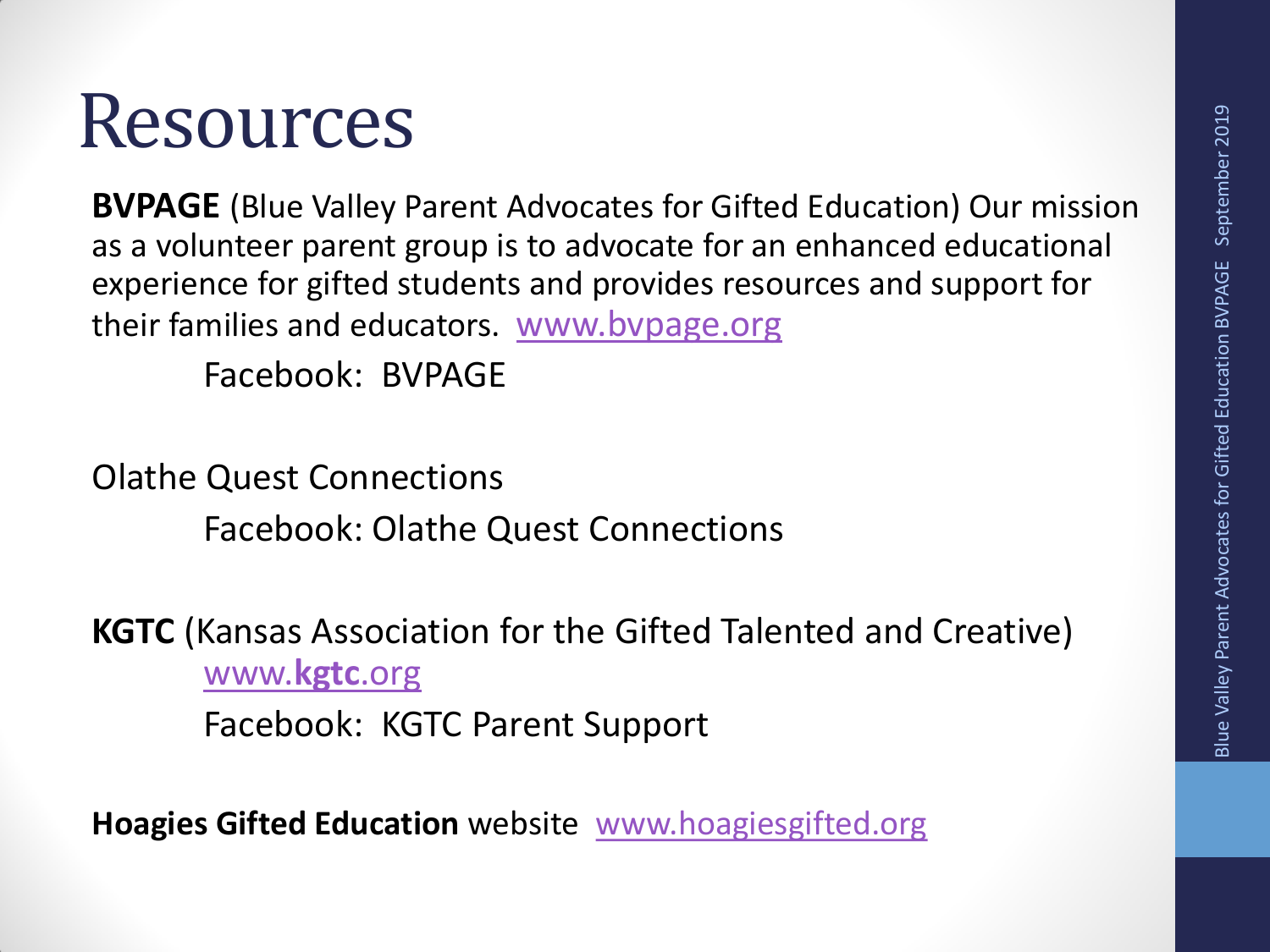# Resources

**BVPAGE** (Blue Valley Parent Advocates for Gifted Education) Our mission as a volunteer parent group is to advocate for an enhanced educational experience for gifted students and provides resources and support for their families and educators. www.bvpage.org

Facebook: BVPAGE

Olathe Quest Connections

Facebook: Olathe Quest Connections

**KGTC** (Kansas Association for the Gifted Talented and Creative)

www.**kgtc**.org

Facebook: KGTC Parent Support

**Hoagies Gifted Education** website www.hoagiesgifted.org